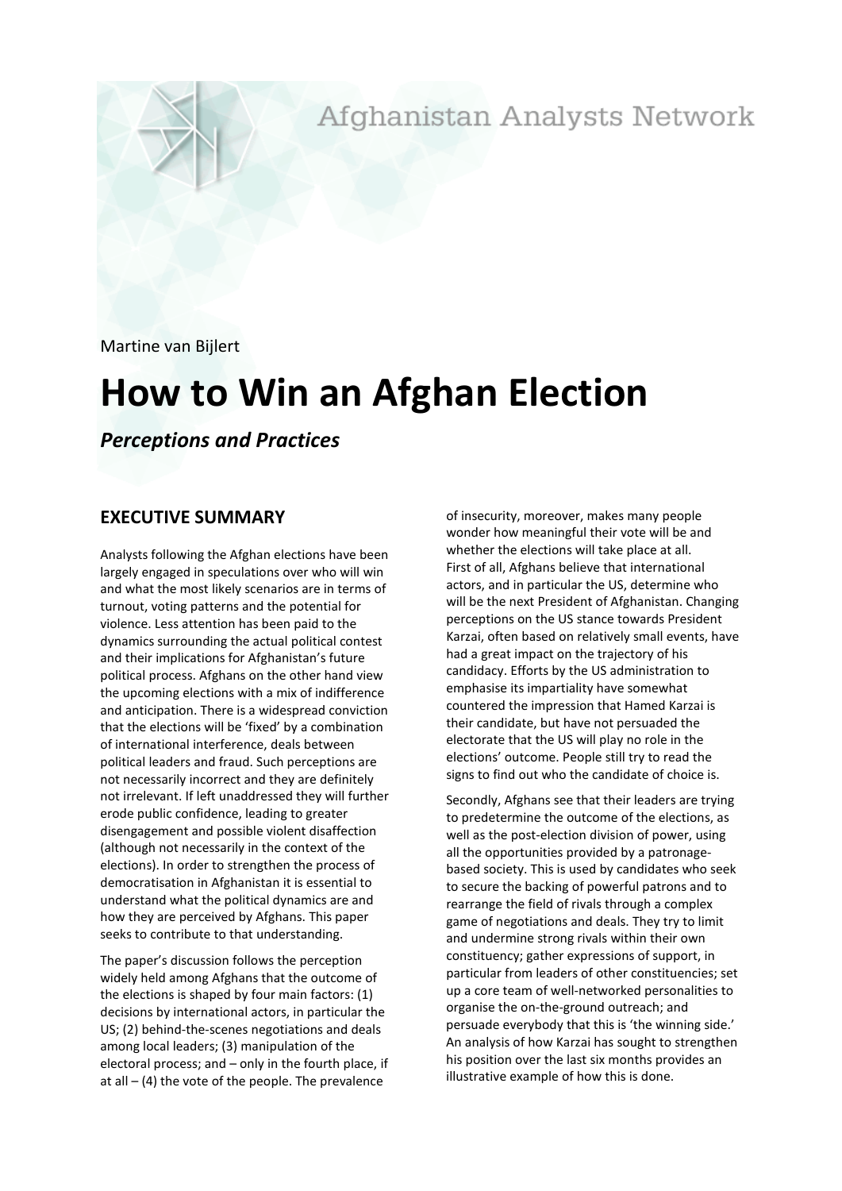Afghanistan Analysts Network

Martine van Bijlert

# How to Win an Afghan Election

***Perceptions and Practices***

## EXECUTIVE SUMMARY

Analysts following the Afghan elections have been largely engaged in speculations over who will win and what the most likely scenarios are in terms of turnout, voting patterns and the potential for violence. Less attention has been paid to the dynamics surrounding the actual political contest and their implications for Afghanistan's future political process. Afghans on the other hand view the upcoming elections with a mix of indifference and anticipation. There is a widespread conviction that the elections will be 'fixed' by a combination of international interference, deals between political leaders and fraud. Such perceptions are not necessarily incorrect and they are definitely not irrelevant. If left unaddressed they will further erode public confidence, leading to greater disengagement and possible violent disaffection (although not necessarily in the context of the elections). In order to strengthen the process of democratisation in Afghanistan it is essential to understand what the political dynamics are and how they are perceived by Afghans. This paper seeks to contribute to that understanding.

The paper's discussion follows the perception widely held among Afghans that the outcome of the elections is shaped by four main factors: (1) decisions by international actors, in particular the US; (2) behind-the-scenes negotiations and deals among local leaders; (3) manipulation of the electoral process; and – only in the fourth place, if at all – (4) the vote of the people. The prevalence of insecurity, moreover, makes many people wonder how meaningful their vote will be and whether the elections will take place at all.

First of all, Afghans believe that international actors, and in particular the US, determine who will be the next President of Afghanistan. Changing perceptions on the US stance towards President Karzai, often based on relatively small events, have had a great impact on the trajectory of his candidacy. Efforts by the US administration to emphasise its impartiality have somewhat countered the impression that Hamed Karzai is their candidate, but have not persuaded the electorate that the US will play no role in the elections' outcome. People still try to read the signs to find out who the candidate of choice is.

Secondly, Afghans see that their leaders are trying to predetermine the outcome of the elections, as well as the post-election division of power, using all the opportunities provided by a patronage-based society. This is used by candidates who seek to secure the backing of powerful patrons and to rearrange the field of rivals through a complex game of negotiations and deals. They try to limit and undermine strong rivals within their own constituency; gather expressions of support, in particular from leaders of other constituencies; set up a core team of well-networked personalities to organise the on-the-ground outreach; and persuade everybody that this is 'the winning side.' An analysis of how Karzai has sought to strengthen his position over the last six months provides an illustrative example of how this is done.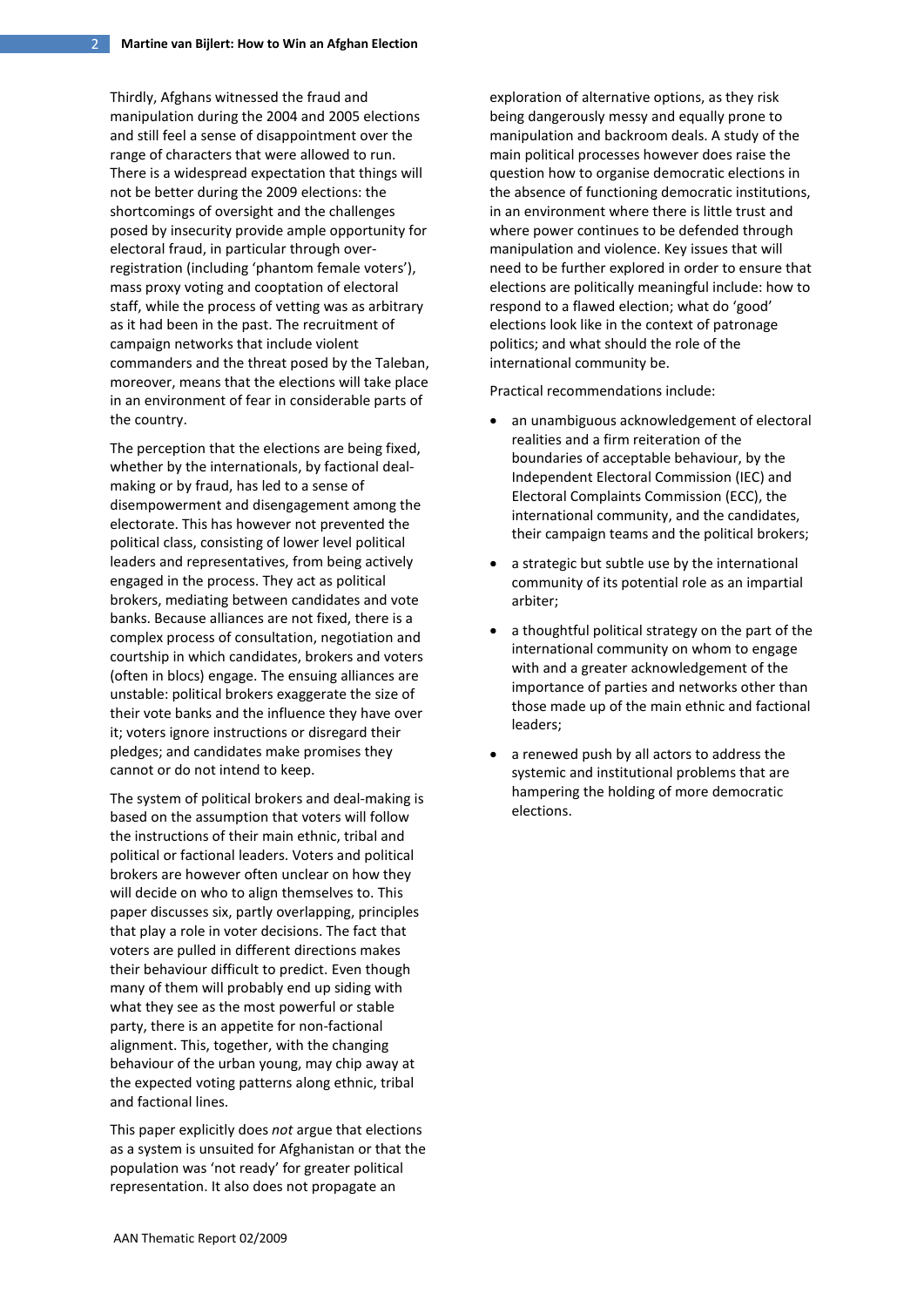Thirdly, Afghans witnessed the fraud and manipulation during the 2004 and 2005 elections and still feel a sense of disappointment over the range of characters that were allowed to run. There is a widespread expectation that things will not be better during the 2009 elections: the shortcomings of oversight and the challenges posed by insecurity provide ample opportunity for electoral fraud, in particular through over-registration (including 'phantom female voters'), mass proxy voting and cooptation of electoral staff, while the process of vetting was as arbitrary as it had been in the past. The recruitment of campaign networks that include violent commanders and the threat posed by the Taleban, moreover, means that the elections will take place in an environment of fear in considerable parts of the country.

The perception that the elections are being fixed, whether by the internationals, by factional deal-making or by fraud, has led to a sense of disempowerment and disengagement among the electorate. This has however not prevented the political class, consisting of lower level political leaders and representatives, from being actively engaged in the process. They act as political brokers, mediating between candidates and vote banks. Because alliances are not fixed, there is a complex process of consultation, negotiation and courtship in which candidates, brokers and voters (often in blocs) engage. The ensuing alliances are unstable: political brokers exaggerate the size of their vote banks and the influence they have over it; voters ignore instructions or disregard their pledges; and candidates make promises they cannot or do not intend to keep.

The system of political brokers and deal-making is based on the assumption that voters will follow the instructions of their main ethnic, tribal and political or factional leaders. Voters and political brokers are however often unclear on how they will decide on who to align themselves to. This paper discusses six, partly overlapping, principles that play a role in voter decisions. The fact that voters are pulled in different directions makes their behaviour difficult to predict. Even though many of them will probably end up siding with what they see as the most powerful or stable party, there is an appetite for non-factional alignment. This, together, with the changing behaviour of the urban young, may chip away at the expected voting patterns along ethnic, tribal and factional lines.

This paper explicitly does *not* argue that elections as a system is unsuited for Afghanistan or that the population was 'not ready' for greater political representation. It also does not propagate an exploration of alternative options, as they risk being dangerously messy and equally prone to manipulation and backroom deals. A study of the main political processes however does raise the question how to organise democratic elections in the absence of functioning democratic institutions, in an environment where there is little trust and where power continues to be defended through manipulation and violence. Key issues that will need to be further explored in order to ensure that elections are politically meaningful include: how to respond to a flawed election; what do 'good' elections look like in the context of patronage politics; and what should the role of the international community be.

Practical recommendations include:

- an unambiguous acknowledgement of electoral realities and a firm reiteration of the boundaries of acceptable behaviour, by the Independent Electoral Commission (IEC) and Electoral Complaints Commission (ECC), the international community, and the candidates, their campaign teams and the political brokers;
- a strategic but subtle use by the international community of its potential role as an impartial arbiter;
- a thoughtful political strategy on the part of the international community on whom to engage with and a greater acknowledgement of the importance of parties and networks other than those made up of the main ethnic and factional leaders;
- a renewed push by all actors to address the systemic and institutional problems that are hampering the holding of more democratic elections.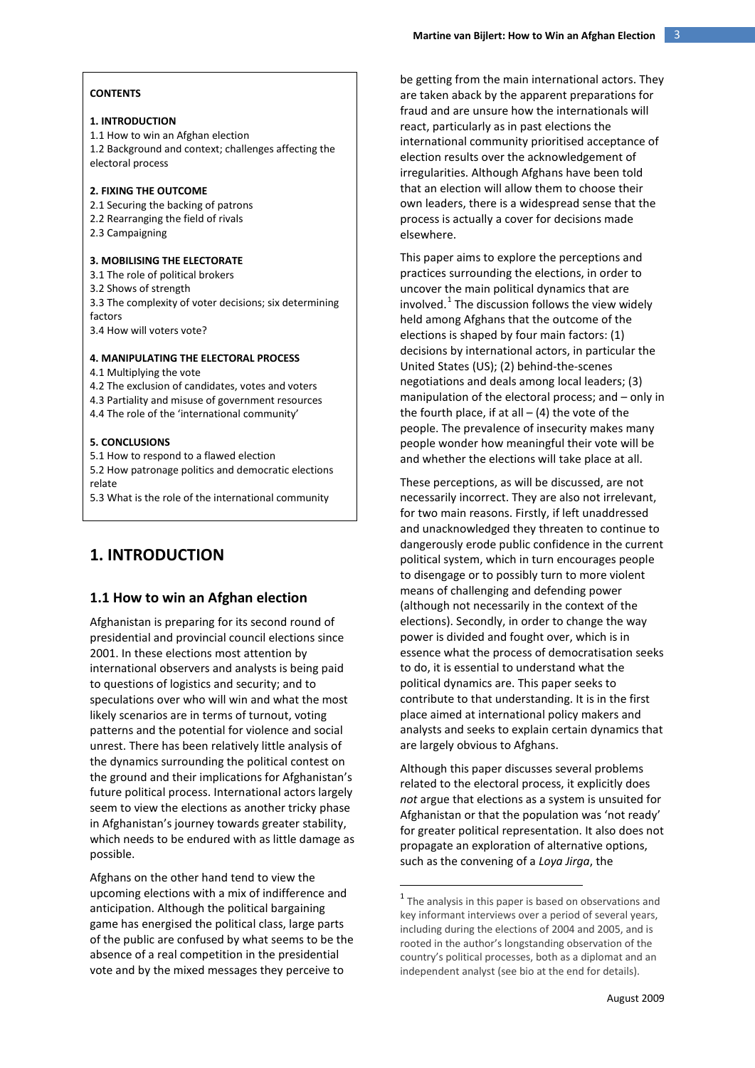**CONTENTS**

**1. INTRODUCTION**

1.1 How to win an Afghan election

1.2 Background and context; challenges affecting the electoral process

**2. FIXING THE OUTCOME**

2.1 Securing the backing of patrons

2.2 Rearranging the field of rivals

2.3 Campaigning

**3. MOBILISING THE ELECTORATE**

3.1 The role of political brokers

3.2 Shows of strength

3.3 The complexity of voter decisions; six determining factors

3.4 How will voters vote?

**4. MANIPULATING THE ELECTORAL PROCESS**

4.1 Multiplying the vote

4.2 The exclusion of candidates, votes and voters

4.3 Partiality and misuse of government resources

4.4 The role of the 'international community'

**5. CONCLUSIONS**

5.1 How to respond to a flawed election

5.2 How patronage politics and democratic elections relate

5.3 What is the role of the international community

# 1. INTRODUCTION

## 1.1 How to win an Afghan election

Afghanistan is preparing for its second round of presidential and provincial council elections since 2001. In these elections most attention by international observers and analysts is being paid to questions of logistics and security; and to speculations over who will win and what the most likely scenarios are in terms of turnout, voting patterns and the potential for violence and social unrest. There has been relatively little analysis of the dynamics surrounding the political contest on the ground and their implications for Afghanistan's future political process. International actors largely seem to view the elections as another tricky phase in Afghanistan's journey towards greater stability, which needs to be endured with as little damage as possible.

Afghans on the other hand tend to view the upcoming elections with a mix of indifference and anticipation. Although the political bargaining game has energised the political class, large parts of the public are confused by what seems to be the absence of a real competition in the presidential vote and by the mixed messages they perceive to be getting from the main international actors. They are taken aback by the apparent preparations for fraud and are unsure how the internationals will react, particularly as in past elections the international community prioritised acceptance of election results over the acknowledgement of irregularities. Although Afghans have been told that an election will allow them to choose their own leaders, there is a widespread sense that the process is actually a cover for decisions made elsewhere.

This paper aims to explore the perceptions and practices surrounding the elections, in order to uncover the main political dynamics that are involved.[1] The discussion follows the view widely held among Afghans that the outcome of the elections is shaped by four main factors: (1) decisions by international actors, in particular the United States (US); (2) behind-the-scenes negotiations and deals among local leaders; (3) manipulation of the electoral process; and – only in the fourth place, if at all – (4) the vote of the people. The prevalence of insecurity makes many people wonder how meaningful their vote will be and whether the elections will take place at all.

These perceptions, as will be discussed, are not necessarily incorrect. They are also not irrelevant, for two main reasons. Firstly, if left unaddressed and unacknowledged they threaten to continue to dangerously erode public confidence in the current political system, which in turn encourages people to disengage or to possibly turn to more violent means of challenging and defending power (although not necessarily in the context of the elections). Secondly, in order to change the way power is divided and fought over, which is in essence what the process of democratisation seeks to do, it is essential to understand what the political dynamics are. This paper seeks to contribute to that understanding. It is in the first place aimed at international policy makers and analysts and seeks to explain certain dynamics that are largely obvious to Afghans.

Although this paper discusses several problems related to the electoral process, it explicitly does *not* argue that elections as a system is unsuited for Afghanistan or that the population was 'not ready' for greater political representation. It also does not propagate an exploration of alternative options, such as the convening of a *Loya Jirga*, the

[1] The analysis in this paper is based on observations and key informant interviews over a period of several years, including during the elections of 2004 and 2005, and is rooted in the author's longstanding observation of the country's political processes, both as a diplomat and an independent analyst (see bio at the end for details).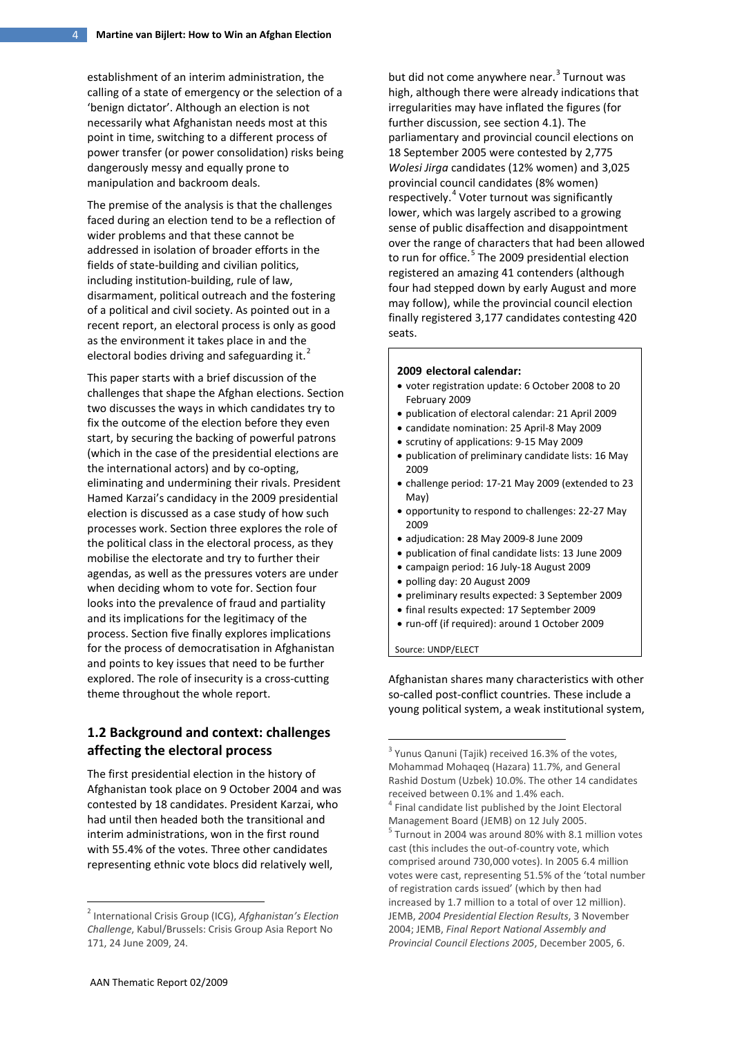establishment of an interim administration, the calling of a state of emergency or the selection of a 'benign dictator'. Although an election is not necessarily what Afghanistan needs most at this point in time, switching to a different process of power transfer (or power consolidation) risks being dangerously messy and equally prone to manipulation and backroom deals.

The premise of the analysis is that the challenges faced during an election tend to be a reflection of wider problems and that these cannot be addressed in isolation of broader efforts in the fields of state-building and civilian politics, including institution-building, rule of law, disarmament, political outreach and the fostering of a political and civil society. As pointed out in a recent report, an electoral process is only as good as the environment it takes place in and the electoral bodies driving and safeguarding it.[2]

This paper starts with a brief discussion of the challenges that shape the Afghan elections. Section two discusses the ways in which candidates try to fix the outcome of the election before they even start, by securing the backing of powerful patrons (which in the case of the presidential elections are the international actors) and by co-opting, eliminating and undermining their rivals. President Hamed Karzai's candidacy in the 2009 presidential election is discussed as a case study of how such processes work. Section three explores the role of the political class in the electoral process, as they mobilise the electorate and try to further their agendas, as well as the pressures voters are under when deciding whom to vote for. Section four looks into the prevalence of fraud and partiality and its implications for the legitimacy of the process. Section five finally explores implications for the process of democratisation in Afghanistan and points to key issues that need to be further explored. The role of insecurity is a cross-cutting theme throughout the whole report.

## 1.2 Background and context: challenges affecting the electoral process

The first presidential election in the history of Afghanistan took place on 9 October 2004 and was contested by 18 candidates. President Karzai, who had until then headed both the transitional and interim administrations, won in the first round with 55.4% of the votes. Three other candidates representing ethnic vote blocs did relatively well, but did not come anywhere near.[3] Turnout was high, although there were already indications that irregularities may have inflated the figures (for further discussion, see section 4.1). The parliamentary and provincial council elections on 18 September 2005 were contested by 2,775 *Wolesi Jirga* candidates (12% women) and 3,025 provincial council candidates (8% women) respectively.[4] Voter turnout was significantly lower, which was largely ascribed to a growing sense of public disaffection and disappointment over the range of characters that had been allowed to run for office.[5] The 2009 presidential election registered an amazing 41 contenders (although four had stepped down by early August and more may follow), while the provincial council election finally registered 3,177 candidates contesting 420 seats.

> **2009 electoral calendar:**
> - voter registration update: 6 October 2008 to 20 February 2009
> - publication of electoral calendar: 21 April 2009
> - candidate nomination: 25 April-8 May 2009
> - scrutiny of applications: 9-15 May 2009
> - publication of preliminary candidate lists: 16 May 2009
> - challenge period: 17-21 May 2009 (extended to 23 May)
> - opportunity to respond to challenges: 22-27 May 2009
> - adjudication: 28 May 2009-8 June 2009
> - publication of final candidate lists: 13 June 2009
> - campaign period: 16 July-18 August 2009
> - polling day: 20 August 2009
> - preliminary results expected: 3 September 2009
> - final results expected: 17 September 2009
> - run-off (if required): around 1 October 2009
>
> Source: UNDP/ELECT

Afghanistan shares many characteristics with other so-called post-conflict countries. These include a young political system, a weak institutional system,

---

[2] International Crisis Group (ICG), *Afghanistan's Election Challenge*, Kabul/Brussels: Crisis Group Asia Report No 171, 24 June 2009, 24.

[3] Yunus Qanuni (Tajik) received 16.3% of the votes, Mohammad Mohaqeq (Hazara) 11.7%, and General Rashid Dostum (Uzbek) 10.0%. The other 14 candidates received between 0.1% and 1.4% each.

[4] Final candidate list published by the Joint Electoral Management Board (JEMB) on 12 July 2005.

[5] Turnout in 2004 was around 80% with 8.1 million votes cast (this includes the out-of-country vote, which comprised around 730,000 votes). In 2005 6.4 million votes were cast, representing 51.5% of the 'total number of registration cards issued' (which by then had increased by 1.7 million to a total of over 12 million). JEMB, *2004 Presidential Election Results*, 3 November 2004; JEMB, *Final Report National Assembly and Provincial Council Elections 2005*, December 2005, 6.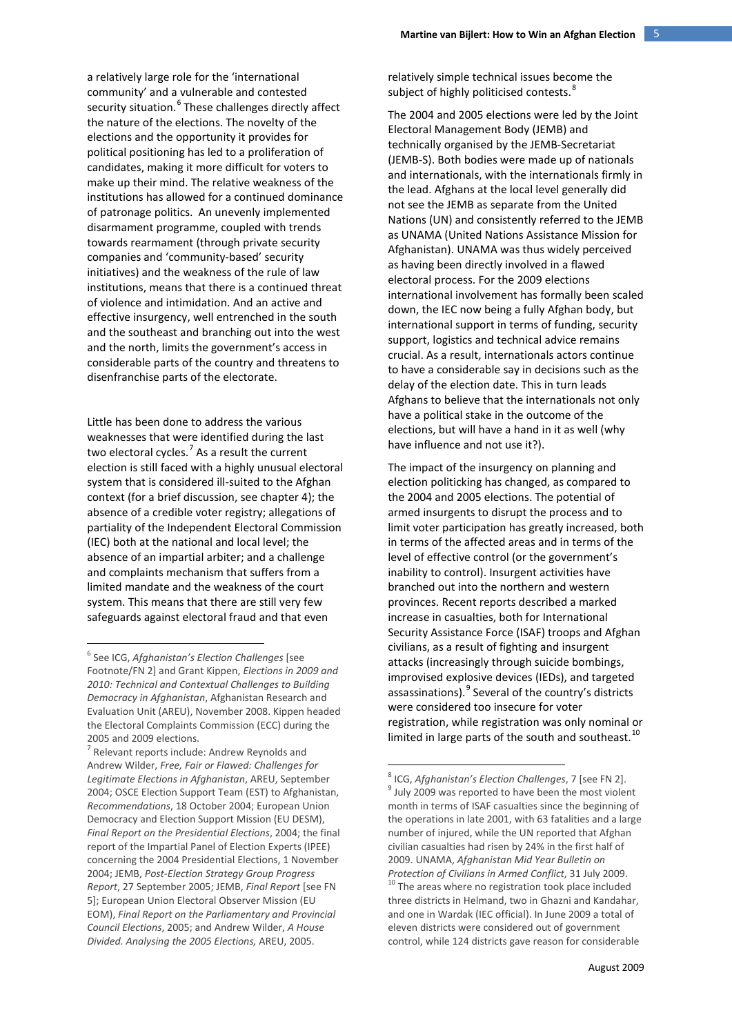a relatively large role for the 'international community' and a vulnerable and contested security situation.[6] These challenges directly affect the nature of the elections. The novelty of the elections and the opportunity it provides for political positioning has led to a proliferation of candidates, making it more difficult for voters to make up their mind. The relative weakness of the institutions has allowed for a continued dominance of patronage politics. An unevenly implemented disarmament programme, coupled with trends towards rearmament (through private security companies and 'community-based' security initiatives) and the weakness of the rule of law institutions, means that there is a continued threat of violence and intimidation. And an active and effective insurgency, well entrenched in the south and the southeast and branching out into the west and the north, limits the government's access in considerable parts of the country and threatens to disenfranchise parts of the electorate.

Little has been done to address the various weaknesses that were identified during the last two electoral cycles.[7] As a result the current election is still faced with a highly unusual electoral system that is considered ill-suited to the Afghan context (for a brief discussion, see chapter 4); the absence of a credible voter registry; allegations of partiality of the Independent Electoral Commission (IEC) both at the national and local level; the absence of an impartial arbiter; and a challenge and complaints mechanism that suffers from a limited mandate and the weakness of the court system. This means that there are still very few safeguards against electoral fraud and that even relatively simple technical issues become the subject of highly politicised contests.[8]

The 2004 and 2005 elections were led by the Joint Electoral Management Body (JEMB) and technically organised by the JEMB-Secretariat (JEMB-S). Both bodies were made up of nationals and internationals, with the internationals firmly in the lead. Afghans at the local level generally did not see the JEMB as separate from the United Nations (UN) and consistently referred to the JEMB as UNAMA (United Nations Assistance Mission for Afghanistan). UNAMA was thus widely perceived as having been directly involved in a flawed electoral process. For the 2009 elections international involvement has formally been scaled down, the IEC now being a fully Afghan body, but international support in terms of funding, security support, logistics and technical advice remains crucial. As a result, internationals actors continue to have a considerable say in decisions such as the delay of the election date. This in turn leads Afghans to believe that the internationals not only have a political stake in the outcome of the elections, but will have a hand in it as well (why have influence and not use it?).

The impact of the insurgency on planning and election politicking has changed, as compared to the 2004 and 2005 elections. The potential of armed insurgents to disrupt the process and to limit voter participation has greatly increased, both in terms of the affected areas and in terms of the level of effective control (or the government's inability to control). Insurgent activities have branched out into the northern and western provinces. Recent reports described a marked increase in casualties, both for International Security Assistance Force (ISAF) troops and Afghan civilians, as a result of fighting and insurgent attacks (increasingly through suicide bombings, improvised explosive devices (IEDs), and targeted assassinations).[9] Several of the country's districts were considered too insecure for voter registration, while registration was only nominal or limited in large parts of the south and southeast.[10]

---

[6] See ICG, *Afghanistan's Election Challenges* [see Footnote/FN 2] and Grant Kippen, *Elections in 2009 and 2010: Technical and Contextual Challenges to Building Democracy in Afghanistan*, Afghanistan Research and Evaluation Unit (AREU), November 2008. Kippen headed the Electoral Complaints Commission (ECC) during the 2005 and 2009 elections.

[7] Relevant reports include: Andrew Reynolds and Andrew Wilder, *Free, Fair or Flawed: Challenges for Legitimate Elections in Afghanistan*, AREU, September 2004; OSCE Election Support Team (EST) to Afghanistan, *Recommendations*, 18 October 2004; European Union Democracy and Election Support Mission (EU DESM), *Final Report on the Presidential Elections*, 2004; the final report of the Impartial Panel of Election Experts (IPEE) concerning the 2004 Presidential Elections, 1 November 2004; JEMB, *Post-Election Strategy Group Progress Report*, 27 September 2005; JEMB, *Final Report* [see FN 5]; European Union Electoral Observer Mission (EU EOM), *Final Report on the Parliamentary and Provincial Council Elections*, 2005; and Andrew Wilder, *A House Divided. Analysing the 2005 Elections,* AREU, 2005.

[8] ICG, *Afghanistan's Election Challenges*, 7 [see FN 2].

[9] July 2009 was reported to have been the most violent month in terms of ISAF casualties since the beginning of the operations in late 2001, with 63 fatalities and a large number of injured, while the UN reported that Afghan civilian casualties had risen by 24% in the first half of 2009. UNAMA, *Afghanistan Mid Year Bulletin on Protection of Civilians in Armed Conflict*, 31 July 2009.

[10] The areas where no registration took place included three districts in Helmand, two in Ghazni and Kandahar, and one in Wardak (IEC official). In June 2009 a total of eleven districts were considered out of government control, while 124 districts gave reason for considerable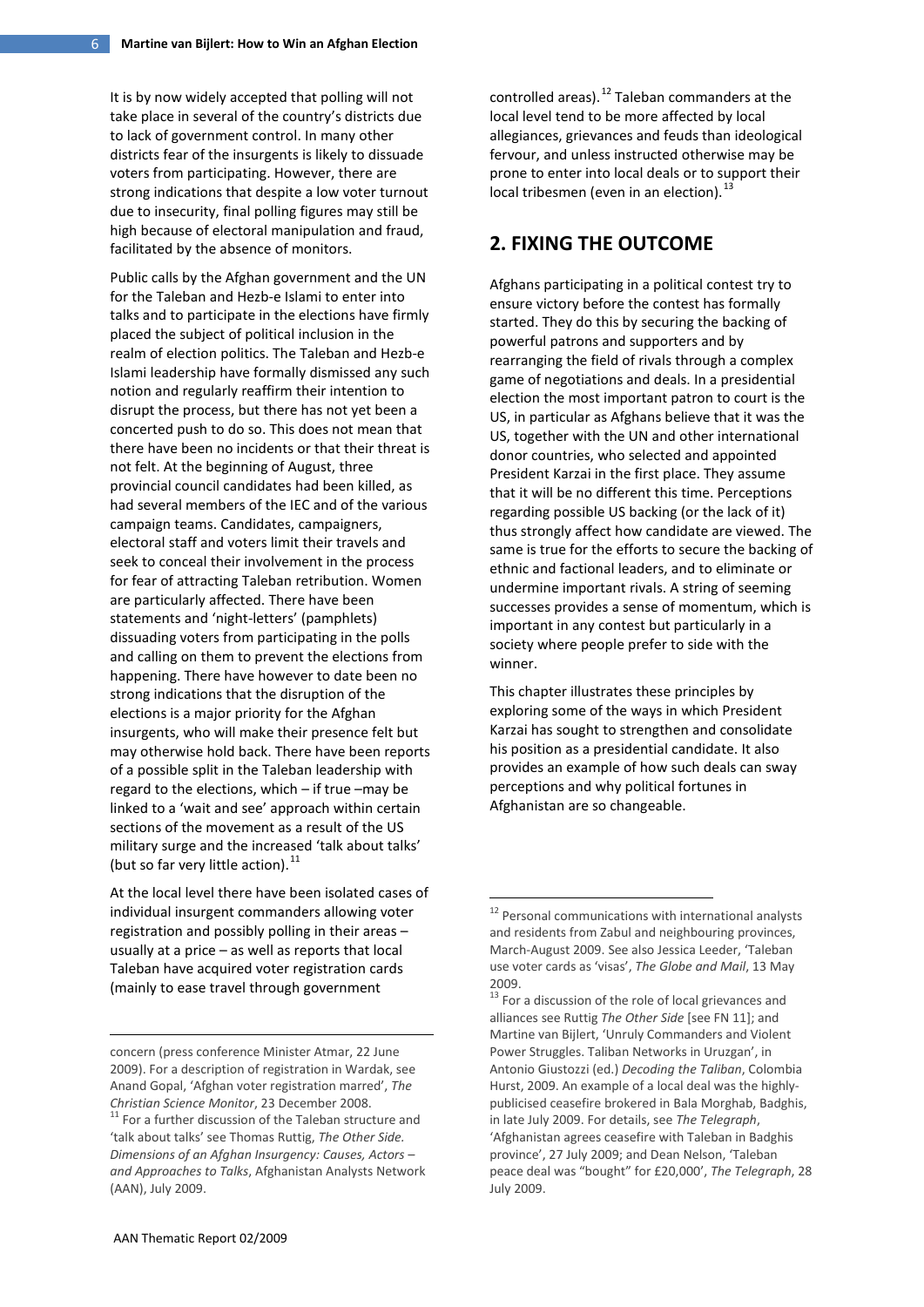It is by now widely accepted that polling will not take place in several of the country's districts due to lack of government control. In many other districts fear of the insurgents is likely to dissuade voters from participating. However, there are strong indications that despite a low voter turnout due to insecurity, final polling figures may still be high because of electoral manipulation and fraud, facilitated by the absence of monitors.

Public calls by the Afghan government and the UN for the Taleban and Hezb-e Islami to enter into talks and to participate in the elections have firmly placed the subject of political inclusion in the realm of election politics. The Taleban and Hezb-e Islami leadership have formally dismissed any such notion and regularly reaffirm their intention to disrupt the process, but there has not yet been a concerted push to do so. This does not mean that there have been no incidents or that their threat is not felt. At the beginning of August, three provincial council candidates had been killed, as had several members of the IEC and of the various campaign teams. Candidates, campaigners, electoral staff and voters limit their travels and seek to conceal their involvement in the process for fear of attracting Taleban retribution. Women are particularly affected. There have been statements and 'night-letters' (pamphlets) dissuading voters from participating in the polls and calling on them to prevent the elections from happening. There have however to date been no strong indications that the disruption of the elections is a major priority for the Afghan insurgents, who will make their presence felt but may otherwise hold back. There have been reports of a possible split in the Taleban leadership with regard to the elections, which – if true –may be linked to a 'wait and see' approach within certain sections of the movement as a result of the US military surge and the increased 'talk about talks' (but so far very little action).[11]

At the local level there have been isolated cases of individual insurgent commanders allowing voter registration and possibly polling in their areas – usually at a price – as well as reports that local Taleban have acquired voter registration cards (mainly to ease travel through government controlled areas).[12] Taleban commanders at the local level tend to be more affected by local allegiances, grievances and feuds than ideological fervour, and unless instructed otherwise may be prone to enter into local deals or to support their local tribesmen (even in an election).[13]

## 2. FIXING THE OUTCOME

Afghans participating in a political contest try to ensure victory before the contest has formally started. They do this by securing the backing of powerful patrons and supporters and by rearranging the field of rivals through a complex game of negotiations and deals. In a presidential election the most important patron to court is the US, in particular as Afghans believe that it was the US, together with the UN and other international donor countries, who selected and appointed President Karzai in the first place. They assume that it will be no different this time. Perceptions regarding possible US backing (or the lack of it) thus strongly affect how candidate are viewed. The same is true for the efforts to secure the backing of ethnic and factional leaders, and to eliminate or undermine important rivals. A string of seeming successes provides a sense of momentum, which is important in any contest but particularly in a society where people prefer to side with the winner.

This chapter illustrates these principles by exploring some of the ways in which President Karzai has sought to strengthen and consolidate his position as a presidential candidate. It also provides an example of how such deals can sway perceptions and why political fortunes in Afghanistan are so changeable.

---

concern (press conference Minister Atmar, 22 June 2009). For a description of registration in Wardak, see Anand Gopal, 'Afghan voter registration marred', *The Christian Science Monitor*, 23 December 2008.

[11] For a further discussion of the Taleban structure and 'talk about talks' see Thomas Ruttig, *The Other Side. Dimensions of an Afghan Insurgency: Causes, Actors – and Approaches to Talks*, Afghanistan Analysts Network (AAN), July 2009.

[12] Personal communications with international analysts and residents from Zabul and neighbouring provinces, March-August 2009. See also Jessica Leeder, 'Taleban use voter cards as 'visas', *The Globe and Mail*, 13 May 2009.

[13] For a discussion of the role of local grievances and alliances see Ruttig *The Other Side* [see FN 11]; and Martine van Bijlert, 'Unruly Commanders and Violent Power Struggles. Taliban Networks in Uruzgan', in Antonio Giustozzi (ed.) *Decoding the Taliban*, Colombia Hurst, 2009. An example of a local deal was the highly-publicised ceasefire brokered in Bala Morghab, Badghis, in late July 2009. For details, see *The Telegraph*, 'Afghanistan agrees ceasefire with Taleban in Badghis province', 27 July 2009; and Dean Nelson, 'Taleban peace deal was "bought" for £20,000', *The Telegraph*, 28 July 2009.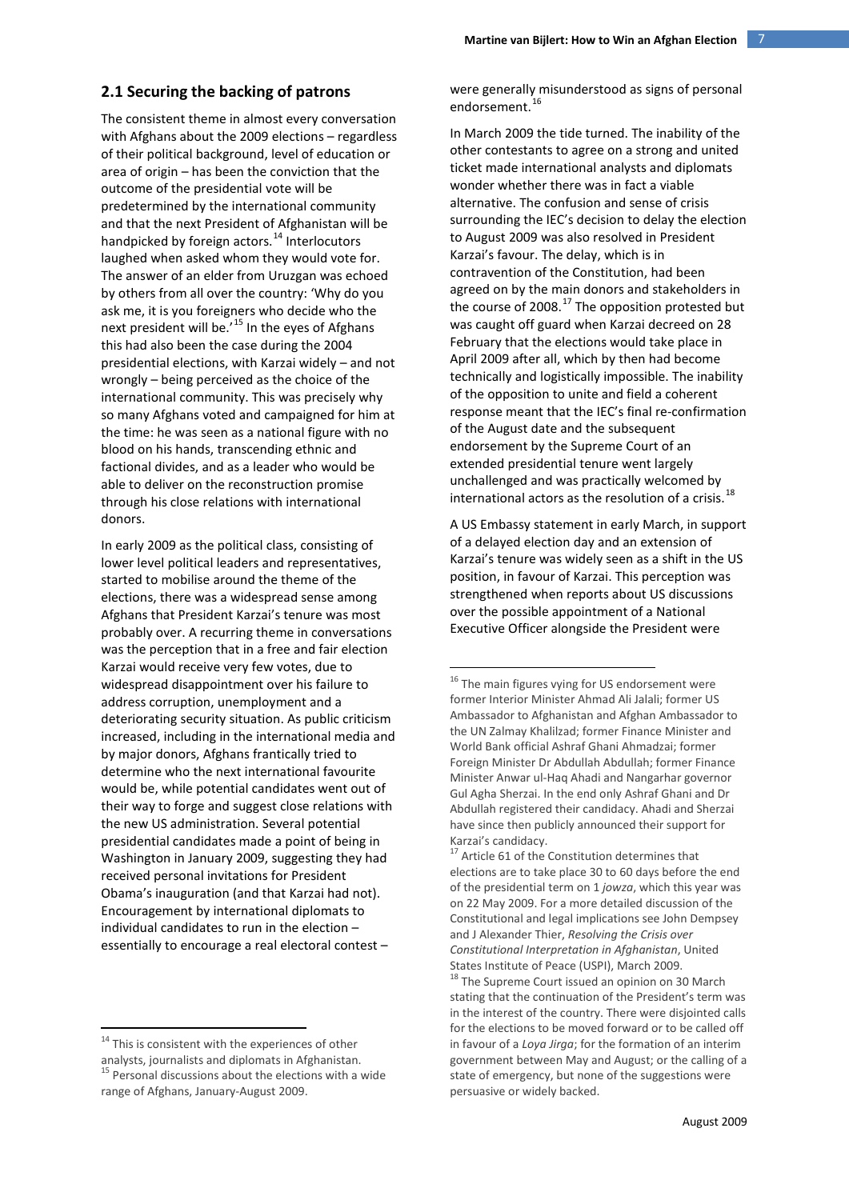## 2.1 Securing the backing of patrons

The consistent theme in almost every conversation with Afghans about the 2009 elections – regardless of their political background, level of education or area of origin – has been the conviction that the outcome of the presidential vote will be predetermined by the international community and that the next President of Afghanistan will be handpicked by foreign actors.[14] Interlocutors laughed when asked whom they would vote for. The answer of an elder from Uruzgan was echoed by others from all over the country: 'Why do you ask me, it is you foreigners who decide who the next president will be.'[15] In the eyes of Afghans this had also been the case during the 2004 presidential elections, with Karzai widely – and not wrongly – being perceived as the choice of the international community. This was precisely why so many Afghans voted and campaigned for him at the time: he was seen as a national figure with no blood on his hands, transcending ethnic and factional divides, and as a leader who would be able to deliver on the reconstruction promise through his close relations with international donors.

In early 2009 as the political class, consisting of lower level political leaders and representatives, started to mobilise around the theme of the elections, there was a widespread sense among Afghans that President Karzai's tenure was most probably over. A recurring theme in conversations was the perception that in a free and fair election Karzai would receive very few votes, due to widespread disappointment over his failure to address corruption, unemployment and a deteriorating security situation. As public criticism increased, including in the international media and by major donors, Afghans frantically tried to determine who the next international favourite would be, while potential candidates went out of their way to forge and suggest close relations with the new US administration. Several potential presidential candidates made a point of being in Washington in January 2009, suggesting they had received personal invitations for President Obama's inauguration (and that Karzai had not). Encouragement by international diplomats to individual candidates to run in the election – essentially to encourage a real electoral contest – were generally misunderstood as signs of personal endorsement.[16]

In March 2009 the tide turned. The inability of the other contestants to agree on a strong and united ticket made international analysts and diplomats wonder whether there was in fact a viable alternative. The confusion and sense of crisis surrounding the IEC's decision to delay the election to August 2009 was also resolved in President Karzai's favour. The delay, which is in contravention of the Constitution, had been agreed on by the main donors and stakeholders in the course of 2008.[17] The opposition protested but was caught off guard when Karzai decreed on 28 February that the elections would take place in April 2009 after all, which by then had become technically and logistically impossible. The inability of the opposition to unite and field a coherent response meant that the IEC's final re-confirmation of the August date and the subsequent endorsement by the Supreme Court of an extended presidential tenure went largely unchallenged and was practically welcomed by international actors as the resolution of a crisis.[18]

A US Embassy statement in early March, in support of a delayed election day and an extension of Karzai's tenure was widely seen as a shift in the US position, in favour of Karzai. This perception was strengthened when reports about US discussions over the possible appointment of a National Executive Officer alongside the President were

---

[14] This is consistent with the experiences of other analysts, journalists and diplomats in Afghanistan.

[15] Personal discussions about the elections with a wide range of Afghans, January-August 2009.

[16] The main figures vying for US endorsement were former Interior Minister Ahmad Ali Jalali; former US Ambassador to Afghanistan and Afghan Ambassador to the UN Zalmay Khalilzad; former Finance Minister and World Bank official Ashraf Ghani Ahmadzai; former Foreign Minister Dr Abdullah Abdullah; former Finance Minister Anwar ul-Haq Ahadi and Nangarhar governor Gul Agha Sherzai. In the end only Ashraf Ghani and Dr Abdullah registered their candidacy. Ahadi and Sherzai have since then publicly announced their support for Karzai's candidacy.

[17] Article 61 of the Constitution determines that elections are to take place 30 to 60 days before the end of the presidential term on 1 *jowza*, which this year was on 22 May 2009. For a more detailed discussion of the Constitutional and legal implications see John Dempsey and J Alexander Thier, *Resolving the Crisis over Constitutional Interpretation in Afghanistan*, United States Institute of Peace (USPI), March 2009.

[18] The Supreme Court issued an opinion on 30 March stating that the continuation of the President's term was in the interest of the country. There were disjointed calls for the elections to be moved forward or to be called off in favour of a *Loya Jirga*; for the formation of an interim government between May and August; or the calling of a state of emergency, but none of the suggestions were persuasive or widely backed.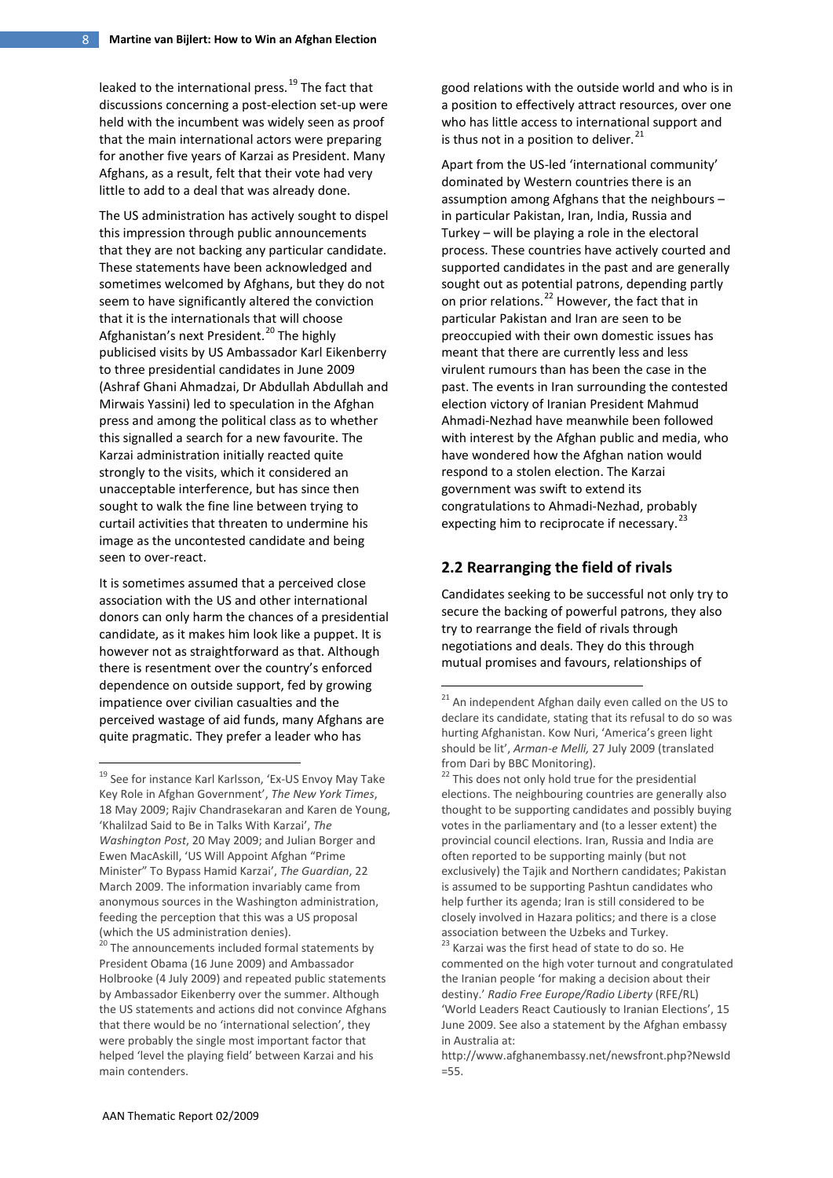leaked to the international press.[19] The fact that discussions concerning a post-election set-up were held with the incumbent was widely seen as proof that the main international actors were preparing for another five years of Karzai as President. Many Afghans, as a result, felt that their vote had very little to add to a deal that was already done.

The US administration has actively sought to dispel this impression through public announcements that they are not backing any particular candidate. These statements have been acknowledged and sometimes welcomed by Afghans, but they do not seem to have significantly altered the conviction that it is the internationals that will choose Afghanistan's next President.[20] The highly publicised visits by US Ambassador Karl Eikenberry to three presidential candidates in June 2009 (Ashraf Ghani Ahmadzai, Dr Abdullah Abdullah and Mirwais Yassini) led to speculation in the Afghan press and among the political class as to whether this signalled a search for a new favourite. The Karzai administration initially reacted quite strongly to the visits, which it considered an unacceptable interference, but has since then sought to walk the fine line between trying to curtail activities that threaten to undermine his image as the uncontested candidate and being seen to over-react.

It is sometimes assumed that a perceived close association with the US and other international donors can only harm the chances of a presidential candidate, as it makes him look like a puppet. It is however not as straightforward as that. Although there is resentment over the country's enforced dependence on outside support, fed by growing impatience over civilian casualties and the perceived wastage of aid funds, many Afghans are quite pragmatic. They prefer a leader who has good relations with the outside world and who is in a position to effectively attract resources, over one who has little access to international support and is thus not in a position to deliver.[21]

Apart from the US-led 'international community' dominated by Western countries there is an assumption among Afghans that the neighbours – in particular Pakistan, Iran, India, Russia and Turkey – will be playing a role in the electoral process. These countries have actively courted and supported candidates in the past and are generally sought out as potential patrons, depending partly on prior relations.[22] However, the fact that in particular Pakistan and Iran are seen to be preoccupied with their own domestic issues has meant that there are currently less and less virulent rumours than has been the case in the past. The events in Iran surrounding the contested election victory of Iranian President Mahmud Ahmadi-Nezhad have meanwhile been followed with interest by the Afghan public and media, who have wondered how the Afghan nation would respond to a stolen election. The Karzai government was swift to extend its congratulations to Ahmadi-Nezhad, probably expecting him to reciprocate if necessary.[23]

## 2.2 Rearranging the field of rivals

Candidates seeking to be successful not only try to secure the backing of powerful patrons, they also try to rearrange the field of rivals through negotiations and deals. They do this through mutual promises and favours, relationships of

---

[19] See for instance Karl Karlsson, 'Ex-US Envoy May Take Key Role in Afghan Government', *The New York Times*, 18 May 2009; Rajiv Chandrasekaran and Karen de Young, 'Khalilzad Said to Be in Talks With Karzai', *The Washington Post*, 20 May 2009; and Julian Borger and Ewen MacAskill, 'US Will Appoint Afghan "Prime Minister" To Bypass Hamid Karzai', *The Guardian*, 22 March 2009. The information invariably came from anonymous sources in the Washington administration, feeding the perception that this was a US proposal (which the US administration denies).

[20] The announcements included formal statements by President Obama (16 June 2009) and Ambassador Holbrooke (4 July 2009) and repeated public statements by Ambassador Eikenberry over the summer. Although the US statements and actions did not convince Afghans that there would be no 'international selection', they were probably the single most important factor that helped 'level the playing field' between Karzai and his main contenders.

[21] An independent Afghan daily even called on the US to declare its candidate, stating that its refusal to do so was hurting Afghanistan. Kow Nuri, 'America's green light should be lit', *Arman-e Melli,* 27 July 2009 (translated from Dari by BBC Monitoring).

[22] This does not only hold true for the presidential elections. The neighbouring countries are generally also thought to be supporting candidates and possibly buying votes in the parliamentary and (to a lesser extent) the provincial council elections. Iran, Russia and India are often reported to be supporting mainly (but not exclusively) the Tajik and Northern candidates; Pakistan is assumed to be supporting Pashtun candidates who help further its agenda; Iran is still considered to be closely involved in Hazara politics; and there is a close association between the Uzbeks and Turkey.

[23] Karzai was the first head of state to do so. He commented on the high voter turnout and congratulated the Iranian people 'for making a decision about their destiny.' *Radio Free Europe/Radio Liberty* (RFE/RL) 'World Leaders React Cautiously to Iranian Elections', 15 June 2009. See also a statement by the Afghan embassy in Australia at: http://www.afghanembassy.net/newsfront.php?NewsId=55.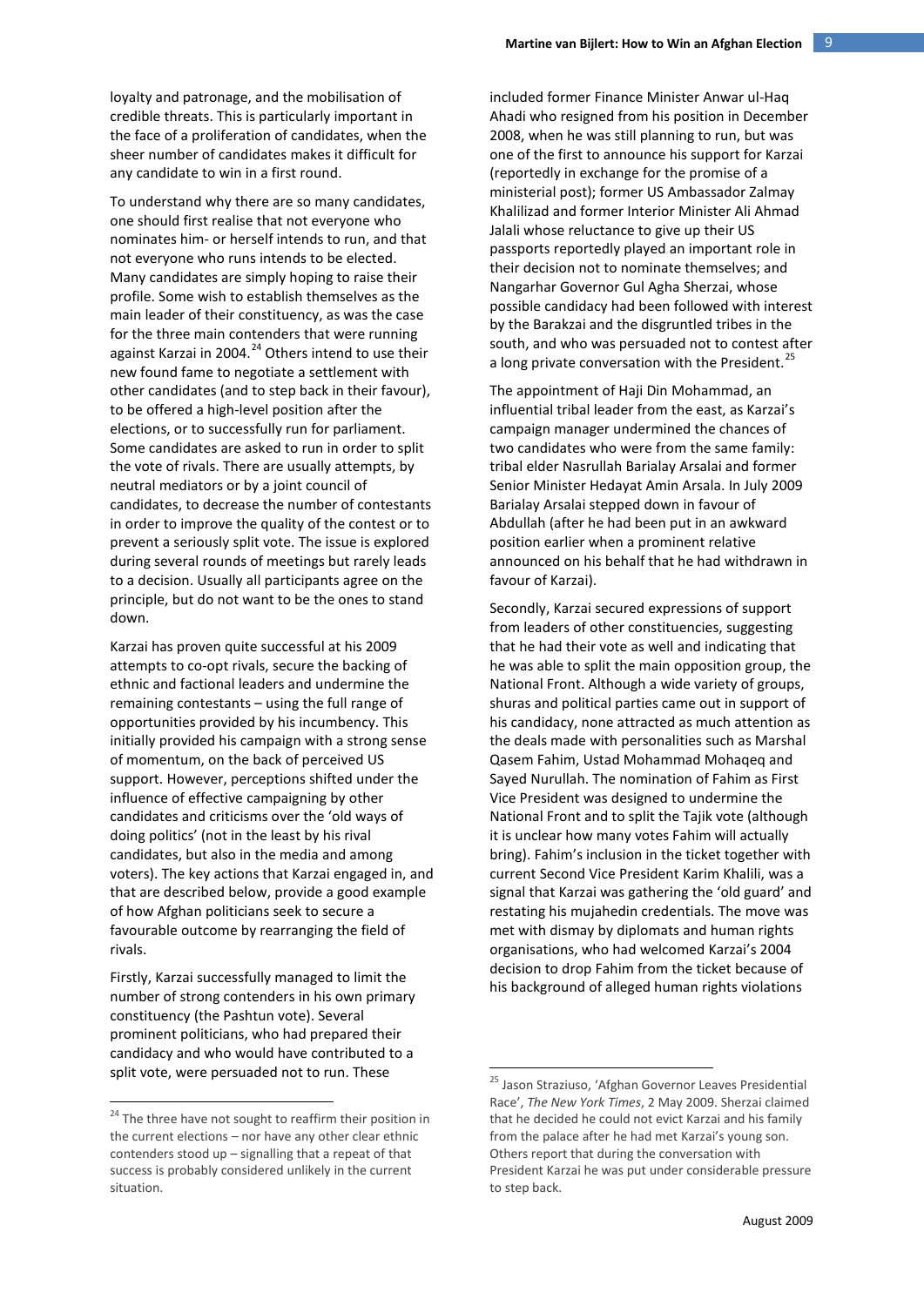loyalty and patronage, and the mobilisation of credible threats. This is particularly important in the face of a proliferation of candidates, when the sheer number of candidates makes it difficult for any candidate to win in a first round.

To understand why there are so many candidates, one should first realise that not everyone who nominates him- or herself intends to run, and that not everyone who runs intends to be elected. Many candidates are simply hoping to raise their profile. Some wish to establish themselves as the main leader of their constituency, as was the case for the three main contenders that were running against Karzai in 2004.[24] Others intend to use their new found fame to negotiate a settlement with other candidates (and to step back in their favour), to be offered a high-level position after the elections, or to successfully run for parliament. Some candidates are asked to run in order to split the vote of rivals. There are usually attempts, by neutral mediators or by a joint council of candidates, to decrease the number of contestants in order to improve the quality of the contest or to prevent a seriously split vote. The issue is explored during several rounds of meetings but rarely leads to a decision. Usually all participants agree on the principle, but do not want to be the ones to stand down.

Karzai has proven quite successful at his 2009 attempts to co-opt rivals, secure the backing of ethnic and factional leaders and undermine the remaining contestants – using the full range of opportunities provided by his incumbency. This initially provided his campaign with a strong sense of momentum, on the back of perceived US support. However, perceptions shifted under the influence of effective campaigning by other candidates and criticisms over the 'old ways of doing politics' (not in the least by his rival candidates, but also in the media and among voters). The key actions that Karzai engaged in, and that are described below, provide a good example of how Afghan politicians seek to secure a favourable outcome by rearranging the field of rivals.

Firstly, Karzai successfully managed to limit the number of strong contenders in his own primary constituency (the Pashtun vote). Several prominent politicians, who had prepared their candidacy and who would have contributed to a split vote, were persuaded not to run. These included former Finance Minister Anwar ul-Haq Ahadi who resigned from his position in December 2008, when he was still planning to run, but was one of the first to announce his support for Karzai (reportedly in exchange for the promise of a ministerial post); former US Ambassador Zalmay Khalilizad and former Interior Minister Ali Ahmad Jalali whose reluctance to give up their US passports reportedly played an important role in their decision not to nominate themselves; and Nangarhar Governor Gul Agha Sherzai, whose possible candidacy had been followed with interest by the Barakzai and the disgruntled tribes in the south, and who was persuaded not to contest after a long private conversation with the President.[25]

The appointment of Haji Din Mohammad, an influential tribal leader from the east, as Karzai's campaign manager undermined the chances of two candidates who were from the same family: tribal elder Nasrullah Barialay Arsalai and former Senior Minister Hedayat Amin Arsala. In July 2009 Barialay Arsalai stepped down in favour of Abdullah (after he had been put in an awkward position earlier when a prominent relative announced on his behalf that he had withdrawn in favour of Karzai).

Secondly, Karzai secured expressions of support from leaders of other constituencies, suggesting that he had their vote as well and indicating that he was able to split the main opposition group, the National Front. Although a wide variety of groups, shuras and political parties came out in support of his candidacy, none attracted as much attention as the deals made with personalities such as Marshal Qasem Fahim, Ustad Mohammad Mohaqeq and Sayed Nurullah. The nomination of Fahim as First Vice President was designed to undermine the National Front and to split the Tajik vote (although it is unclear how many votes Fahim will actually bring). Fahim's inclusion in the ticket together with current Second Vice President Karim Khalili, was a signal that Karzai was gathering the 'old guard' and restating his mujahedin credentials. The move was met with dismay by diplomats and human rights organisations, who had welcomed Karzai's 2004 decision to drop Fahim from the ticket because of his background of alleged human rights violations

---

[24] The three have not sought to reaffirm their position in the current elections – nor have any other clear ethnic contenders stood up – signalling that a repeat of that success is probably considered unlikely in the current situation.

[25] Jason Straziuso, 'Afghan Governor Leaves Presidential Race', *The New York Times*, 2 May 2009. Sherzai claimed that he decided he could not evict Karzai and his family from the palace after he had met Karzai's young son. Others report that during the conversation with President Karzai he was put under considerable pressure to step back.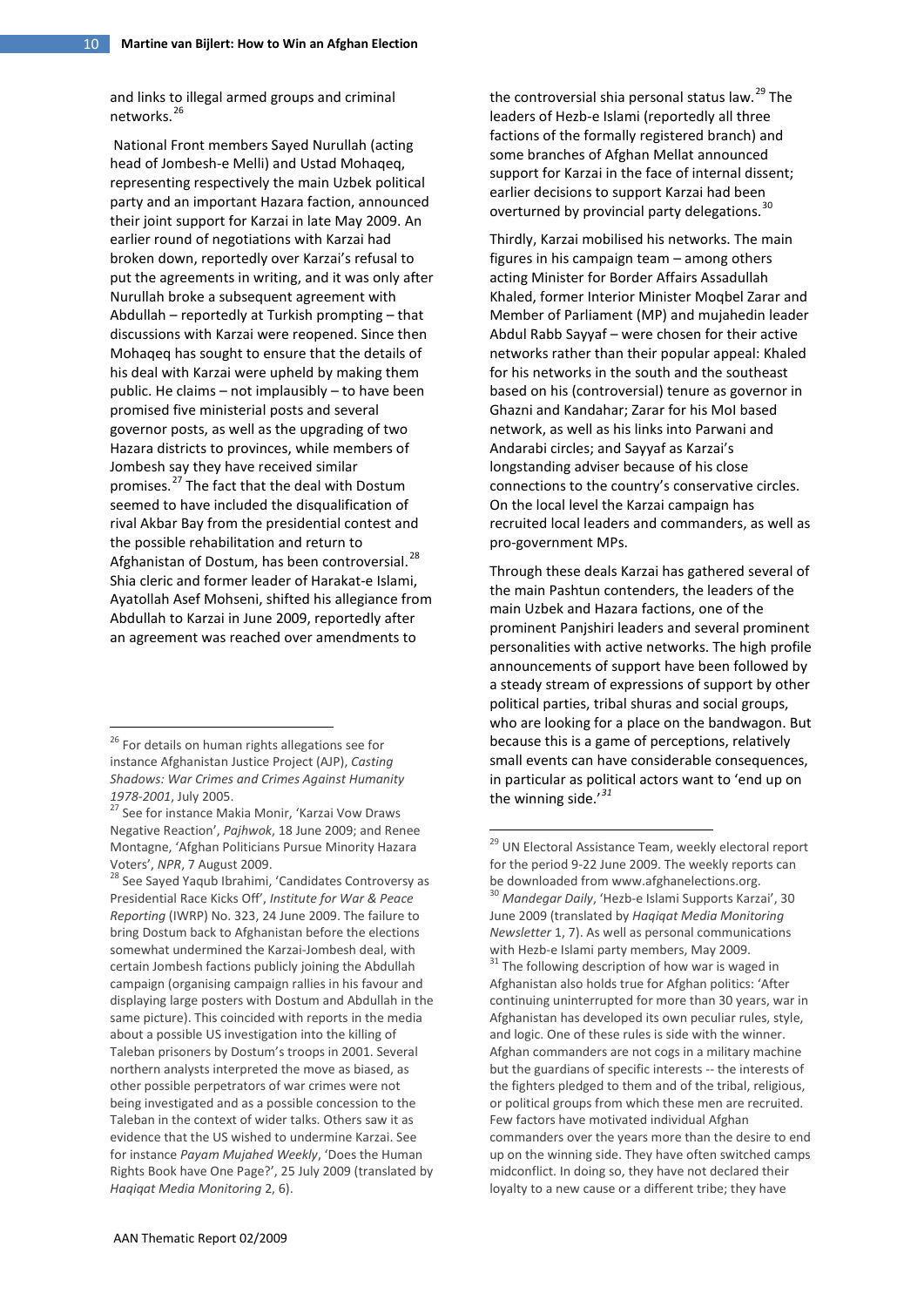and links to illegal armed groups and criminal networks.[26]

National Front members Sayed Nurullah (acting head of Jombesh-e Melli) and Ustad Mohaqeq, representing respectively the main Uzbek political party and an important Hazara faction, announced their joint support for Karzai in late May 2009. An earlier round of negotiations with Karzai had broken down, reportedly over Karzai's refusal to put the agreements in writing, and it was only after Nurullah broke a subsequent agreement with Abdullah – reportedly at Turkish prompting – that discussions with Karzai were reopened. Since then Mohaqeq has sought to ensure that the details of his deal with Karzai were upheld by making them public. He claims – not implausibly – to have been promised five ministerial posts and several governor posts, as well as the upgrading of two Hazara districts to provinces, while members of Jombesh say they have received similar promises.[27] The fact that the deal with Dostum seemed to have included the disqualification of rival Akbar Bay from the presidential contest and the possible rehabilitation and return to Afghanistan of Dostum, has been controversial.[28] Shia cleric and former leader of Harakat-e Islami, Ayatollah Asef Mohseni, shifted his allegiance from Abdullah to Karzai in June 2009, reportedly after an agreement was reached over amendments to the controversial shia personal status law.[29] The leaders of Hezb-e Islami (reportedly all three factions of the formally registered branch) and some branches of Afghan Mellat announced support for Karzai in the face of internal dissent; earlier decisions to support Karzai had been overturned by provincial party delegations.[30]

Thirdly, Karzai mobilised his networks. The main figures in his campaign team – among others acting Minister for Border Affairs Assadullah Khaled, former Interior Minister Moqbel Zarar and Member of Parliament (MP) and mujahedin leader Abdul Rabb Sayyaf – were chosen for their active networks rather than their popular appeal: Khaled for his networks in the south and the southeast based on his (controversial) tenure as governor in Ghazni and Kandahar; Zarar for his MoI based network, as well as his links into Parwani and Andarabi circles; and Sayyaf as Karzai's longstanding adviser because of his close connections to the country's conservative circles. On the local level the Karzai campaign has recruited local leaders and commanders, as well as pro-government MPs.

Through these deals Karzai has gathered several of the main Pashtun contenders, the leaders of the main Uzbek and Hazara factions, one of the prominent Panjshiri leaders and several prominent personalities with active networks. The high profile announcements of support have been followed by a steady stream of expressions of support by other political parties, tribal shuras and social groups, who are looking for a place on the bandwagon. But because this is a game of perceptions, relatively small events can have considerable consequences, in particular as political actors want to 'end up on the winning side.'[31]

---

[26] For details on human rights allegations see for instance Afghanistan Justice Project (AJP), *Casting Shadows: War Crimes and Crimes Against Humanity 1978-2001*, July 2005.

[27] See for instance Makia Monir, 'Karzai Vow Draws Negative Reaction', *Pajhwok*, 18 June 2009; and Renee Montagne, 'Afghan Politicians Pursue Minority Hazara Voters', *NPR*, 7 August 2009.

[28] See Sayed Yaqub Ibrahimi, 'Candidates Controversy as Presidential Race Kicks Off', *Institute for War & Peace Reporting* (IWRP) No. 323, 24 June 2009. The failure to bring Dostum back to Afghanistan before the elections somewhat undermined the Karzai-Jombesh deal, with certain Jombesh factions publicly joining the Abdullah campaign (organising campaign rallies in his favour and displaying large posters with Dostum and Abdullah in the same picture). This coincided with reports in the media about a possible US investigation into the killing of Taleban prisoners by Dostum's troops in 2001. Several northern analysts interpreted the move as biased, as other possible perpetrators of war crimes were not being investigated and as a possible concession to the Taleban in the context of wider talks. Others saw it as evidence that the US wished to undermine Karzai. See for instance *Payam Mujahed Weekly*, 'Does the Human Rights Book have One Page?', 25 July 2009 (translated by *Haqiqat Media Monitoring* 2, 6).

[29] UN Electoral Assistance Team, weekly electoral report for the period 9-22 June 2009. The weekly reports can be downloaded from www.afghanelections.org.

[30] *Mandegar Daily*, 'Hezb-e Islami Supports Karzai', 30 June 2009 (translated by *Haqiqat Media Monitoring Newsletter* 1, 7). As well as personal communications with Hezb-e Islami party members, May 2009.

[31] The following description of how war is waged in Afghanistan also holds true for Afghan politics: 'After continuing uninterrupted for more than 30 years, war in Afghanistan has developed its own peculiar rules, style, and logic. One of these rules is side with the winner. Afghan commanders are not cogs in a military machine but the guardians of specific interests -- the interests of the fighters pledged to them and of the tribal, religious, or political groups from which these men are recruited. Few factors have motivated individual Afghan commanders over the years more than the desire to end up on the winning side. They have often switched camps midconflict. In doing so, they have not declared their loyalty to a new cause or a different tribe; they have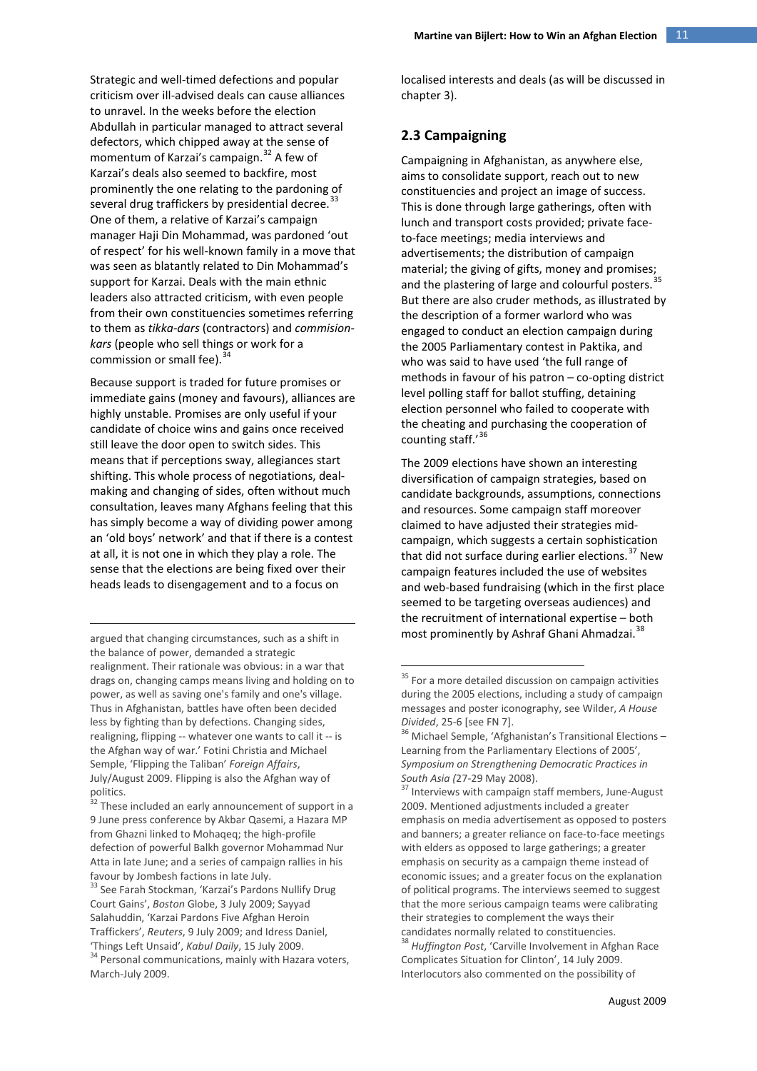Strategic and well-timed defections and popular criticism over ill-advised deals can cause alliances to unravel. In the weeks before the election Abdullah in particular managed to attract several defectors, which chipped away at the sense of momentum of Karzai's campaign.[32] A few of Karzai's deals also seemed to backfire, most prominently the one relating to the pardoning of several drug traffickers by presidential decree.[33] One of them, a relative of Karzai's campaign manager Haji Din Mohammad, was pardoned 'out of respect' for his well-known family in a move that was seen as blatantly related to Din Mohammad's support for Karzai. Deals with the main ethnic leaders also attracted criticism, with even people from their own constituencies sometimes referring to them as *tikka-dars* (contractors) and *commision-kars* (people who sell things or work for a commission or small fee).[34]

Because support is traded for future promises or immediate gains (money and favours), alliances are highly unstable. Promises are only useful if your candidate of choice wins and gains once received still leave the door open to switch sides. This means that if perceptions sway, allegiances start shifting. This whole process of negotiations, deal-making and changing of sides, often without much consultation, leaves many Afghans feeling that this has simply become a way of dividing power among an 'old boys' network' and that if there is a contest at all, it is not one in which they play a role. The sense that the elections are being fixed over their heads leads to disengagement and to a focus on localised interests and deals (as will be discussed in chapter 3).

## 2.3 Campaigning

Campaigning in Afghanistan, as anywhere else, aims to consolidate support, reach out to new constituencies and project an image of success. This is done through large gatherings, often with lunch and transport costs provided; private face-to-face meetings; media interviews and advertisements; the distribution of campaign material; the giving of gifts, money and promises; and the plastering of large and colourful posters.[35] But there are also cruder methods, as illustrated by the description of a former warlord who was engaged to conduct an election campaign during the 2005 Parliamentary contest in Paktika, and who was said to have used 'the full range of methods in favour of his patron – co-opting district level polling staff for ballot stuffing, detaining election personnel who failed to cooperate with the cheating and purchasing the cooperation of counting staff.'[36]

The 2009 elections have shown an interesting diversification of campaign strategies, based on candidate backgrounds, assumptions, connections and resources. Some campaign staff moreover claimed to have adjusted their strategies mid-campaign, which suggests a certain sophistication that did not surface during earlier elections.[37] New campaign features included the use of websites and web-based fundraising (which in the first place seemed to be targeting overseas audiences) and the recruitment of international expertise – both most prominently by Ashraf Ghani Ahmadzai.[38]

---

argued that changing circumstances, such as a shift in the balance of power, demanded a strategic realignment. Their rationale was obvious: in a war that drags on, changing camps means living and holding on to power, as well as saving one's family and one's village. Thus in Afghanistan, battles have often been decided less by fighting than by defections. Changing sides, realigning, flipping -- whatever one wants to call it -- is the Afghan way of war.' Fotini Christia and Michael Semple, 'Flipping the Taliban' *Foreign Affairs*, July/August 2009. Flipping is also the Afghan way of politics.

[32] These included an early announcement of support in a 9 June press conference by Akbar Qasemi, a Hazara MP from Ghazni linked to Mohaqeq; the high-profile defection of powerful Balkh governor Mohammad Nur Atta in late June; and a series of campaign rallies in his favour by Jombesh factions in late July.

[33] See Farah Stockman, 'Karzai's Pardons Nullify Drug Court Gains', *Boston* Globe, 3 July 2009; Sayyad Salahuddin, 'Karzai Pardons Five Afghan Heroin Traffickers', *Reuters*, 9 July 2009; and Idress Daniel, 'Things Left Unsaid', *Kabul Daily*, 15 July 2009.

[34] Personal communications, mainly with Hazara voters, March-July 2009.

[35] For a more detailed discussion on campaign activities during the 2005 elections, including a study of campaign messages and poster iconography, see Wilder, *A House Divided*, 25-6 [see FN 7].

[36] Michael Semple, 'Afghanistan's Transitional Elections – Learning from the Parliamentary Elections of 2005', *Symposium on Strengthening Democratic Practices in South Asia (*27-29 May 2008).

[37] Interviews with campaign staff members, June-August 2009. Mentioned adjustments included a greater emphasis on media advertisement as opposed to posters and banners; a greater reliance on face-to-face meetings with elders as opposed to large gatherings; a greater emphasis on security as a campaign theme instead of economic issues; and a greater focus on the explanation of political programs. The interviews seemed to suggest that the more serious campaign teams were calibrating their strategies to complement the ways their candidates normally related to constituencies.

[38] *Huffington Post*, 'Carville Involvement in Afghan Race Complicates Situation for Clinton', 14 July 2009. Interlocutors also commented on the possibility of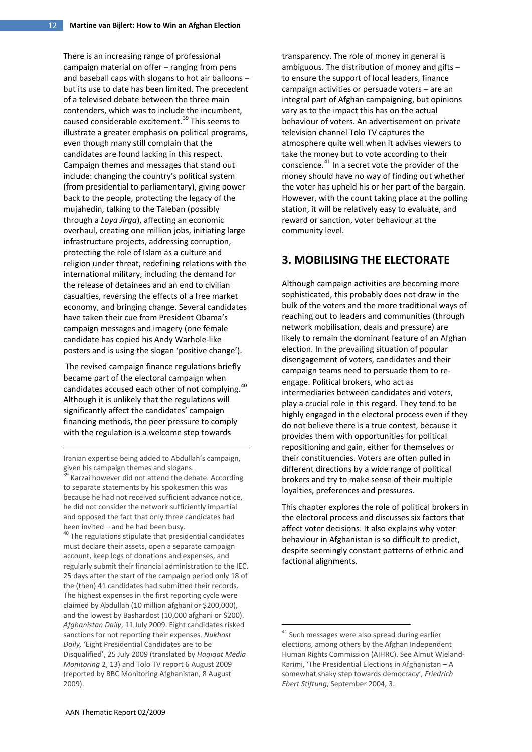There is an increasing range of professional campaign material on offer – ranging from pens and baseball caps with slogans to hot air balloons – but its use to date has been limited. The precedent of a televised debate between the three main contenders, which was to include the incumbent, caused considerable excitement.[39] This seems to illustrate a greater emphasis on political programs, even though many still complain that the candidates are found lacking in this respect. Campaign themes and messages that stand out include: changing the country's political system (from presidential to parliamentary), giving power back to the people, protecting the legacy of the mujahedin, talking to the Taleban (possibly through a *Loya Jirga*), affecting an economic overhaul, creating one million jobs, initiating large infrastructure projects, addressing corruption, protecting the role of Islam as a culture and religion under threat, redefining relations with the international military, including the demand for the release of detainees and an end to civilian casualties, reversing the effects of a free market economy, and bringing change. Several candidates have taken their cue from President Obama's campaign messages and imagery (one female candidate has copied his Andy Warhole-like posters and is using the slogan 'positive change').

The revised campaign finance regulations briefly became part of the electoral campaign when candidates accused each other of not complying.[40] Although it is unlikely that the regulations will significantly affect the candidates' campaign financing methods, the peer pressure to comply with the regulation is a welcome step towards transparency. The role of money in general is ambiguous. The distribution of money and gifts – to ensure the support of local leaders, finance campaign activities or persuade voters – are an integral part of Afghan campaigning, but opinions vary as to the impact this has on the actual behaviour of voters. An advertisement on private television channel Tolo TV captures the atmosphere quite well when it advises viewers to take the money but to vote according to their conscience.[41] In a secret vote the provider of the money should have no way of finding out whether the voter has upheld his or her part of the bargain. However, with the count taking place at the polling station, it will be relatively easy to evaluate, and reward or sanction, voter behaviour at the community level.

## 3. MOBILISING THE ELECTORATE

Although campaign activities are becoming more sophisticated, this probably does not draw in the bulk of the voters and the more traditional ways of reaching out to leaders and communities (through network mobilisation, deals and pressure) are likely to remain the dominant feature of an Afghan election. In the prevailing situation of popular disengagement of voters, candidates and their campaign teams need to persuade them to re-engage. Political brokers, who act as intermediaries between candidates and voters, play a crucial role in this regard. They tend to be highly engaged in the electoral process even if they do not believe there is a true contest, because it provides them with opportunities for political repositioning and gain, either for themselves or their constituencies. Voters are often pulled in different directions by a wide range of political brokers and try to make sense of their multiple loyalties, preferences and pressures.

This chapter explores the role of political brokers in the electoral process and discusses six factors that affect voter decisions. It also explains why voter behaviour in Afghanistan is so difficult to predict, despite seemingly constant patterns of ethnic and factional alignments.

---

Iranian expertise being added to Abdullah's campaign, given his campaign themes and slogans.

[39] Karzai however did not attend the debate. According to separate statements by his spokesmen this was because he had not received sufficient advance notice, he did not consider the network sufficiently impartial and opposed the fact that only three candidates had been invited – and he had been busy.

[40] The regulations stipulate that presidential candidates must declare their assets, open a separate campaign account, keep logs of donations and expenses, and regularly submit their financial administration to the IEC. 25 days after the start of the campaign period only 18 of the (then) 41 candidates had submitted their records. The highest expenses in the first reporting cycle were claimed by Abdullah (10 million afghani or $200,000), and the lowest by Bashardost (10,000 afghani or $200). *Afghanistan Daily*, 11 July 2009. Eight candidates risked sanctions for not reporting their expenses. *Nukhost Daily,* 'Eight Presidential Candidates are to be Disqualified', 25 July 2009 (translated by *Haqiqat Media Monitoring* 2, 13) and Tolo TV report 6 August 2009 (reported by BBC Monitoring Afghanistan, 8 August 2009).

[41] Such messages were also spread during earlier elections, among others by the Afghan Independent Human Rights Commission (AIHRC). See Almut Wieland-Karimi, 'The Presidential Elections in Afghanistan – A somewhat shaky step towards democracy', *Friedrich Ebert Stiftung*, September 2004, 3.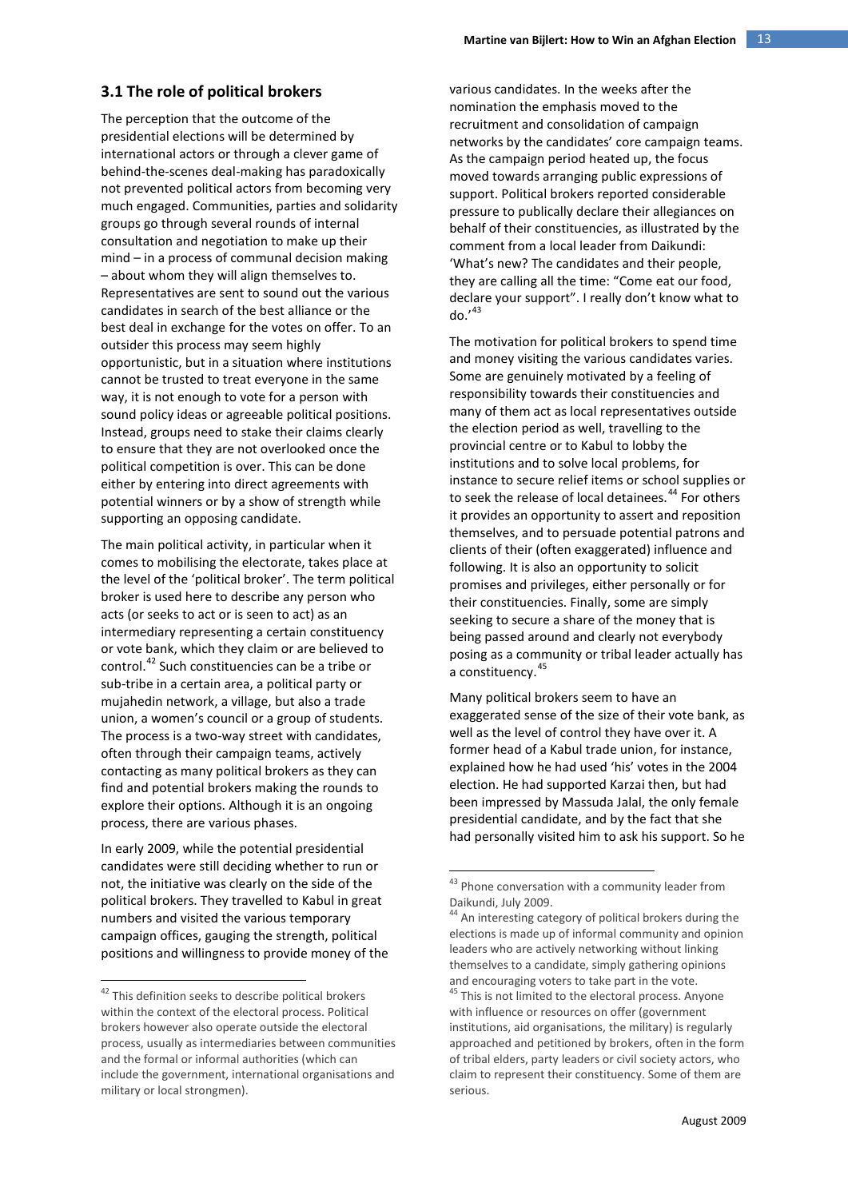## 3.1 The role of political brokers

The perception that the outcome of the presidential elections will be determined by international actors or through a clever game of behind-the-scenes deal-making has paradoxically not prevented political actors from becoming very much engaged. Communities, parties and solidarity groups go through several rounds of internal consultation and negotiation to make up their mind – in a process of communal decision making – about whom they will align themselves to. Representatives are sent to sound out the various candidates in search of the best alliance or the best deal in exchange for the votes on offer. To an outsider this process may seem highly opportunistic, but in a situation where institutions cannot be trusted to treat everyone in the same way, it is not enough to vote for a person with sound policy ideas or agreeable political positions. Instead, groups need to stake their claims clearly to ensure that they are not overlooked once the political competition is over. This can be done either by entering into direct agreements with potential winners or by a show of strength while supporting an opposing candidate.

The main political activity, in particular when it comes to mobilising the electorate, takes place at the level of the 'political broker'. The term political broker is used here to describe any person who acts (or seeks to act or is seen to act) as an intermediary representing a certain constituency or vote bank, which they claim or are believed to control.[42] Such constituencies can be a tribe or sub-tribe in a certain area, a political party or mujahedin network, a village, but also a trade union, a women's council or a group of students. The process is a two-way street with candidates, often through their campaign teams, actively contacting as many political brokers as they can find and potential brokers making the rounds to explore their options. Although it is an ongoing process, there are various phases.

In early 2009, while the potential presidential candidates were still deciding whether to run or not, the initiative was clearly on the side of the political brokers. They travelled to Kabul in great numbers and visited the various temporary campaign offices, gauging the strength, political positions and willingness to provide money of the various candidates. In the weeks after the nomination the emphasis moved to the recruitment and consolidation of campaign networks by the candidates' core campaign teams. As the campaign period heated up, the focus moved towards arranging public expressions of support. Political brokers reported considerable pressure to publically declare their allegiances on behalf of their constituencies, as illustrated by the comment from a local leader from Daikundi: 'What's new? The candidates and their people, they are calling all the time: "Come eat our food, declare your support". I really don't know what to do.'[43]

The motivation for political brokers to spend time and money visiting the various candidates varies. Some are genuinely motivated by a feeling of responsibility towards their constituencies and many of them act as local representatives outside the election period as well, travelling to the provincial centre or to Kabul to lobby the institutions and to solve local problems, for instance to secure relief items or school supplies or to seek the release of local detainees.[44] For others it provides an opportunity to assert and reposition themselves, and to persuade potential patrons and clients of their (often exaggerated) influence and following. It is also an opportunity to solicit promises and privileges, either personally or for their constituencies. Finally, some are simply seeking to secure a share of the money that is being passed around and clearly not everybody posing as a community or tribal leader actually has a constituency.[45]

Many political brokers seem to have an exaggerated sense of the size of their vote bank, as well as the level of control they have over it. A former head of a Kabul trade union, for instance, explained how he had used 'his' votes in the 2004 election. He had supported Karzai then, but had been impressed by Massuda Jalal, the only female presidential candidate, and by the fact that she had personally visited him to ask his support. So he

---

[42] This definition seeks to describe political brokers within the context of the electoral process. Political brokers however also operate outside the electoral process, usually as intermediaries between communities and the formal or informal authorities (which can include the government, international organisations and military or local strongmen).

[43] Phone conversation with a community leader from Daikundi, July 2009.

[44] An interesting category of political brokers during the elections is made up of informal community and opinion leaders who are actively networking without linking themselves to a candidate, simply gathering opinions and encouraging voters to take part in the vote.

[45] This is not limited to the electoral process. Anyone with influence or resources on offer (government institutions, aid organisations, the military) is regularly approached and petitioned by brokers, often in the form of tribal elders, party leaders or civil society actors, who claim to represent their constituency. Some of them are serious.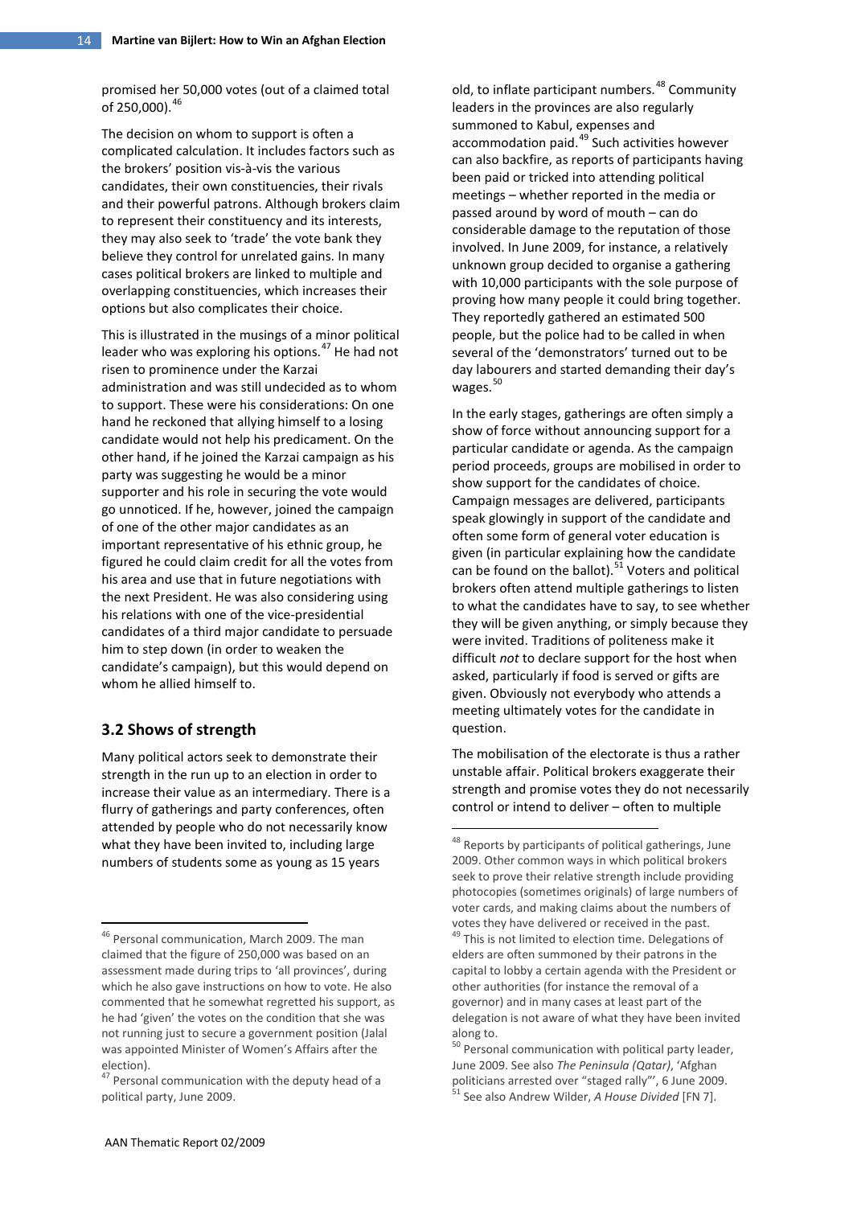promised her 50,000 votes (out of a claimed total of 250,000).[46]

The decision on whom to support is often a complicated calculation. It includes factors such as the brokers' position vis-à-vis the various candidates, their own constituencies, their rivals and their powerful patrons. Although brokers claim to represent their constituency and its interests, they may also seek to 'trade' the vote bank they believe they control for unrelated gains. In many cases political brokers are linked to multiple and overlapping constituencies, which increases their options but also complicates their choice.

This is illustrated in the musings of a minor political leader who was exploring his options.[47] He had not risen to prominence under the Karzai administration and was still undecided as to whom to support. These were his considerations: On one hand he reckoned that allying himself to a losing candidate would not help his predicament. On the other hand, if he joined the Karzai campaign as his party was suggesting he would be a minor supporter and his role in securing the vote would go unnoticed. If he, however, joined the campaign of one of the other major candidates as an important representative of his ethnic group, he figured he could claim credit for all the votes from his area and use that in future negotiations with the next President. He was also considering using his relations with one of the vice-presidential candidates of a third major candidate to persuade him to step down (in order to weaken the candidate's campaign), but this would depend on whom he allied himself to.

## 3.2 Shows of strength

Many political actors seek to demonstrate their strength in the run up to an election in order to increase their value as an intermediary. There is a flurry of gatherings and party conferences, often attended by people who do not necessarily know what they have been invited to, including large numbers of students some as young as 15 years old, to inflate participant numbers.[48] Community leaders in the provinces are also regularly summoned to Kabul, expenses and accommodation paid.[49] Such activities however can also backfire, as reports of participants having been paid or tricked into attending political meetings – whether reported in the media or passed around by word of mouth – can do considerable damage to the reputation of those involved. In June 2009, for instance, a relatively unknown group decided to organise a gathering with 10,000 participants with the sole purpose of proving how many people it could bring together. They reportedly gathered an estimated 500 people, but the police had to be called in when several of the 'demonstrators' turned out to be day labourers and started demanding their day's wages.[50]

In the early stages, gatherings are often simply a show of force without announcing support for a particular candidate or agenda. As the campaign period proceeds, groups are mobilised in order to show support for the candidates of choice. Campaign messages are delivered, participants speak glowingly in support of the candidate and often some form of general voter education is given (in particular explaining how the candidate can be found on the ballot).[51] Voters and political brokers often attend multiple gatherings to listen to what the candidates have to say, to see whether they will be given anything, or simply because they were invited. Traditions of politeness make it difficult *not* to declare support for the host when asked, particularly if food is served or gifts are given. Obviously not everybody who attends a meeting ultimately votes for the candidate in question.

The mobilisation of the electorate is thus a rather unstable affair. Political brokers exaggerate their strength and promise votes they do not necessarily control or intend to deliver – often to multiple

---

[46] Personal communication, March 2009. The man claimed that the figure of 250,000 was based on an assessment made during trips to 'all provinces', during which he also gave instructions on how to vote. He also commented that he somewhat regretted his support, as he had 'given' the votes on the condition that she was not running just to secure a government position (Jalal was appointed Minister of Women's Affairs after the election).

[47] Personal communication with the deputy head of a political party, June 2009.

[48] Reports by participants of political gatherings, June 2009. Other common ways in which political brokers seek to prove their relative strength include providing photocopies (sometimes originals) of large numbers of voter cards, and making claims about the numbers of votes they have delivered or received in the past.

[49] This is not limited to election time. Delegations of elders are often summoned by their patrons in the capital to lobby a certain agenda with the President or other authorities (for instance the removal of a governor) and in many cases at least part of the delegation is not aware of what they have been invited along to.

[50] Personal communication with political party leader, June 2009. See also *The Peninsula (Qatar)*, 'Afghan politicians arrested over "staged rally"', 6 June 2009.

[51] See also Andrew Wilder, *A House Divided* [FN 7].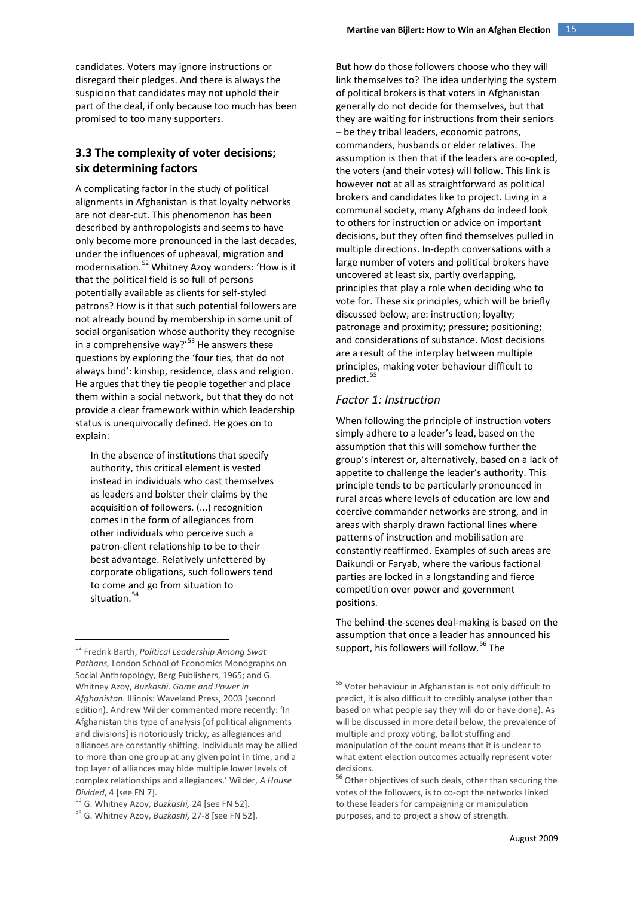candidates. Voters may ignore instructions or disregard their pledges. And there is always the suspicion that candidates may not uphold their part of the deal, if only because too much has been promised to too many supporters.

## 3.3 The complexity of voter decisions; six determining factors

A complicating factor in the study of political alignments in Afghanistan is that loyalty networks are not clear-cut. This phenomenon has been described by anthropologists and seems to have only become more pronounced in the last decades, under the influences of upheaval, migration and modernisation.[52] Whitney Azoy wonders: 'How is it that the political field is so full of persons potentially available as clients for self-styled patrons? How is it that such potential followers are not already bound by membership in some unit of social organisation whose authority they recognise in a comprehensive way?'[53] He answers these questions by exploring the 'four ties, that do not always bind': kinship, residence, class and religion. He argues that they tie people together and place them within a social network, but that they do not provide a clear framework within which leadership status is unequivocally defined. He goes on to explain:

> In the absence of institutions that specify authority, this critical element is vested instead in individuals who cast themselves as leaders and bolster their claims by the acquisition of followers. (...) recognition comes in the form of allegiances from other individuals who perceive such a patron-client relationship to be to their best advantage. Relatively unfettered by corporate obligations, such followers tend to come and go from situation to situation.[54]

But how do those followers choose who they will link themselves to? The idea underlying the system of political brokers is that voters in Afghanistan generally do not decide for themselves, but that they are waiting for instructions from their seniors – be they tribal leaders, economic patrons, commanders, husbands or elder relatives. The assumption is then that if the leaders are co-opted, the voters (and their votes) will follow. This link is however not at all as straightforward as political brokers and candidates like to project. Living in a communal society, many Afghans do indeed look to others for instruction or advice on important decisions, but they often find themselves pulled in multiple directions. In-depth conversations with a large number of voters and political brokers have uncovered at least six, partly overlapping, principles that play a role when deciding who to vote for. These six principles, which will be briefly discussed below, are: instruction; loyalty; patronage and proximity; pressure; positioning; and considerations of substance. Most decisions are a result of the interplay between multiple principles, making voter behaviour difficult to predict.[55]

### *Factor 1: Instruction*

When following the principle of instruction voters simply adhere to a leader's lead, based on the assumption that this will somehow further the group's interest or, alternatively, based on a lack of appetite to challenge the leader's authority. This principle tends to be particularly pronounced in rural areas where levels of education are low and coercive commander networks are strong, and in areas with sharply drawn factional lines where patterns of instruction and mobilisation are constantly reaffirmed. Examples of such areas are Daikundi or Faryab, where the various factional parties are locked in a longstanding and fierce competition over power and government positions.

The behind-the-scenes deal-making is based on the assumption that once a leader has announced his support, his followers will follow.[56] The

---

[52] Fredrik Barth, *Political Leadership Among Swat Pathans,* London School of Economics Monographs on Social Anthropology, Berg Publishers, 1965; and G. Whitney Azoy, *Buzkashi. Game and Power in Afghanistan*. Illinois: Waveland Press, 2003 (second edition). Andrew Wilder commented more recently: 'In Afghanistan this type of analysis [of political alignments and divisions] is notoriously tricky, as allegiances and alliances are constantly shifting. Individuals may be allied to more than one group at any given point in time, and a top layer of alliances may hide multiple lower levels of complex relationships and allegiances.' Wilder, *A House Divided*, 4 [see FN 7].

[53] G. Whitney Azoy, *Buzkashi,* 24 [see FN 52].

[54] G. Whitney Azoy, *Buzkashi,* 27-8 [see FN 52].

[55] Voter behaviour in Afghanistan is not only difficult to predict, it is also difficult to credibly analyse (other than based on what people say they will do or have done). As will be discussed in more detail below, the prevalence of multiple and proxy voting, ballot stuffing and manipulation of the count means that it is unclear to what extent election outcomes actually represent voter decisions.

[56] Other objectives of such deals, other than securing the votes of the followers, is to co-opt the networks linked to these leaders for campaigning or manipulation purposes, and to project a show of strength.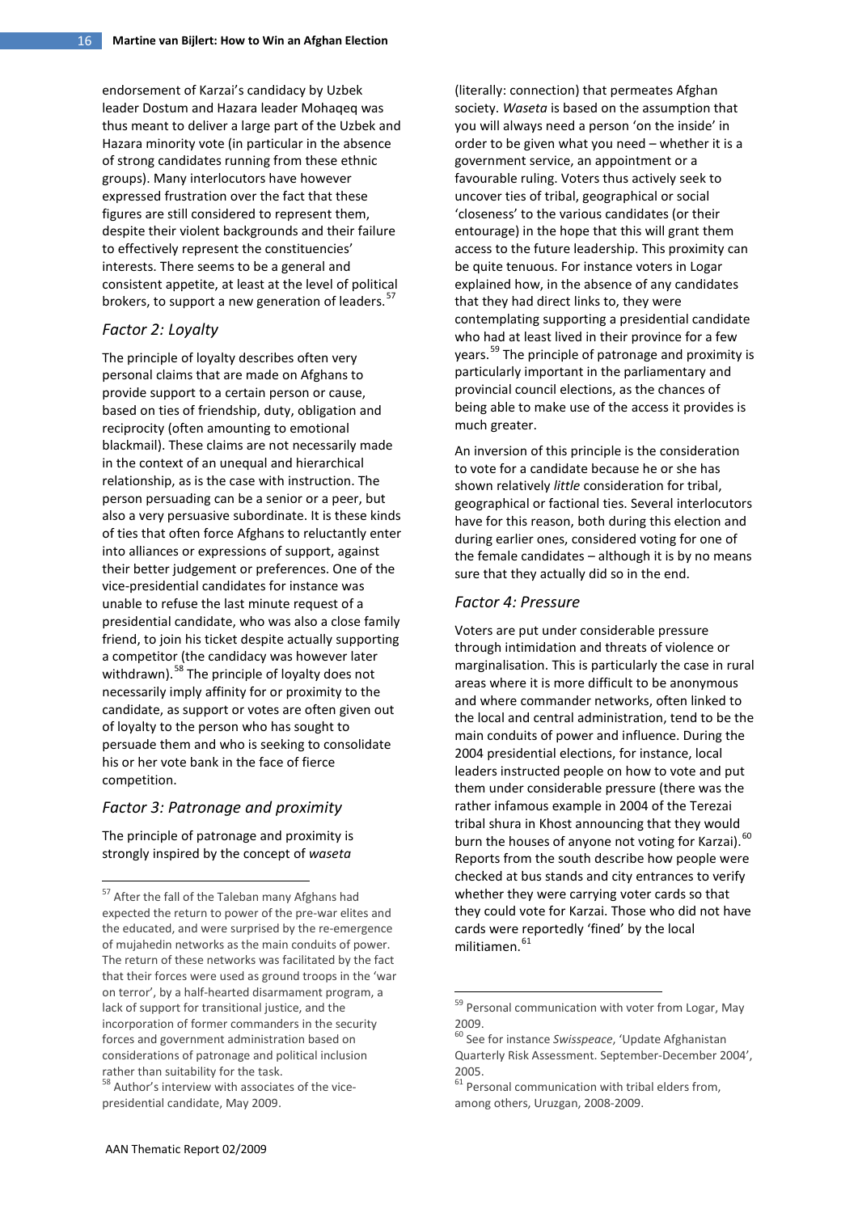endorsement of Karzai's candidacy by Uzbek leader Dostum and Hazara leader Mohaqeq was thus meant to deliver a large part of the Uzbek and Hazara minority vote (in particular in the absence of strong candidates running from these ethnic groups). Many interlocutors have however expressed frustration over the fact that these figures are still considered to represent them, despite their violent backgrounds and their failure to effectively represent the constituencies' interests. There seems to be a general and consistent appetite, at least at the level of political brokers, to support a new generation of leaders.[57]

### *Factor 2: Loyalty*

The principle of loyalty describes often very personal claims that are made on Afghans to provide support to a certain person or cause, based on ties of friendship, duty, obligation and reciprocity (often amounting to emotional blackmail). These claims are not necessarily made in the context of an unequal and hierarchical relationship, as is the case with instruction. The person persuading can be a senior or a peer, but also a very persuasive subordinate. It is these kinds of ties that often force Afghans to reluctantly enter into alliances or expressions of support, against their better judgement or preferences. One of the vice-presidential candidates for instance was unable to refuse the last minute request of a presidential candidate, who was also a close family friend, to join his ticket despite actually supporting a competitor (the candidacy was however later withdrawn).[58] The principle of loyalty does not necessarily imply affinity for or proximity to the candidate, as support or votes are often given out of loyalty to the person who has sought to persuade them and who is seeking to consolidate his or her vote bank in the face of fierce competition.

### *Factor 3: Patronage and proximity*

The principle of patronage and proximity is strongly inspired by the concept of *waseta* (literally: connection) that permeates Afghan society. *Waseta* is based on the assumption that you will always need a person 'on the inside' in order to be given what you need – whether it is a government service, an appointment or a favourable ruling. Voters thus actively seek to uncover ties of tribal, geographical or social 'closeness' to the various candidates (or their entourage) in the hope that this will grant them access to the future leadership. This proximity can be quite tenuous. For instance voters in Logar explained how, in the absence of any candidates that they had direct links to, they were contemplating supporting a presidential candidate who had at least lived in their province for a few years.[59] The principle of patronage and proximity is particularly important in the parliamentary and provincial council elections, as the chances of being able to make use of the access it provides is much greater.

An inversion of this principle is the consideration to vote for a candidate because he or she has shown relatively *little* consideration for tribal, geographical or factional ties. Several interlocutors have for this reason, both during this election and during earlier ones, considered voting for one of the female candidates – although it is by no means sure that they actually did so in the end.

### *Factor 4: Pressure*

Voters are put under considerable pressure through intimidation and threats of violence or marginalisation. This is particularly the case in rural areas where it is more difficult to be anonymous and where commander networks, often linked to the local and central administration, tend to be the main conduits of power and influence. During the 2004 presidential elections, for instance, local leaders instructed people on how to vote and put them under considerable pressure (there was the rather infamous example in 2004 of the Terezai tribal shura in Khost announcing that they would burn the houses of anyone not voting for Karzai).[60] Reports from the south describe how people were checked at bus stands and city entrances to verify whether they were carrying voter cards so that they could vote for Karzai. Those who did not have cards were reportedly 'fined' by the local militiamen.[61]

---

[57] After the fall of the Taleban many Afghans had expected the return to power of the pre-war elites and the educated, and were surprised by the re-emergence of mujahedin networks as the main conduits of power. The return of these networks was facilitated by the fact that their forces were used as ground troops in the 'war on terror', by a half-hearted disarmament program, a lack of support for transitional justice, and the incorporation of former commanders in the security forces and government administration based on considerations of patronage and political inclusion rather than suitability for the task.

[58] Author's interview with associates of the vice-presidential candidate, May 2009.

[59] Personal communication with voter from Logar, May 2009.

[60] See for instance *Swisspeace*, 'Update Afghanistan Quarterly Risk Assessment. September-December 2004', 2005.

[61] Personal communication with tribal elders from, among others, Uruzgan, 2008-2009.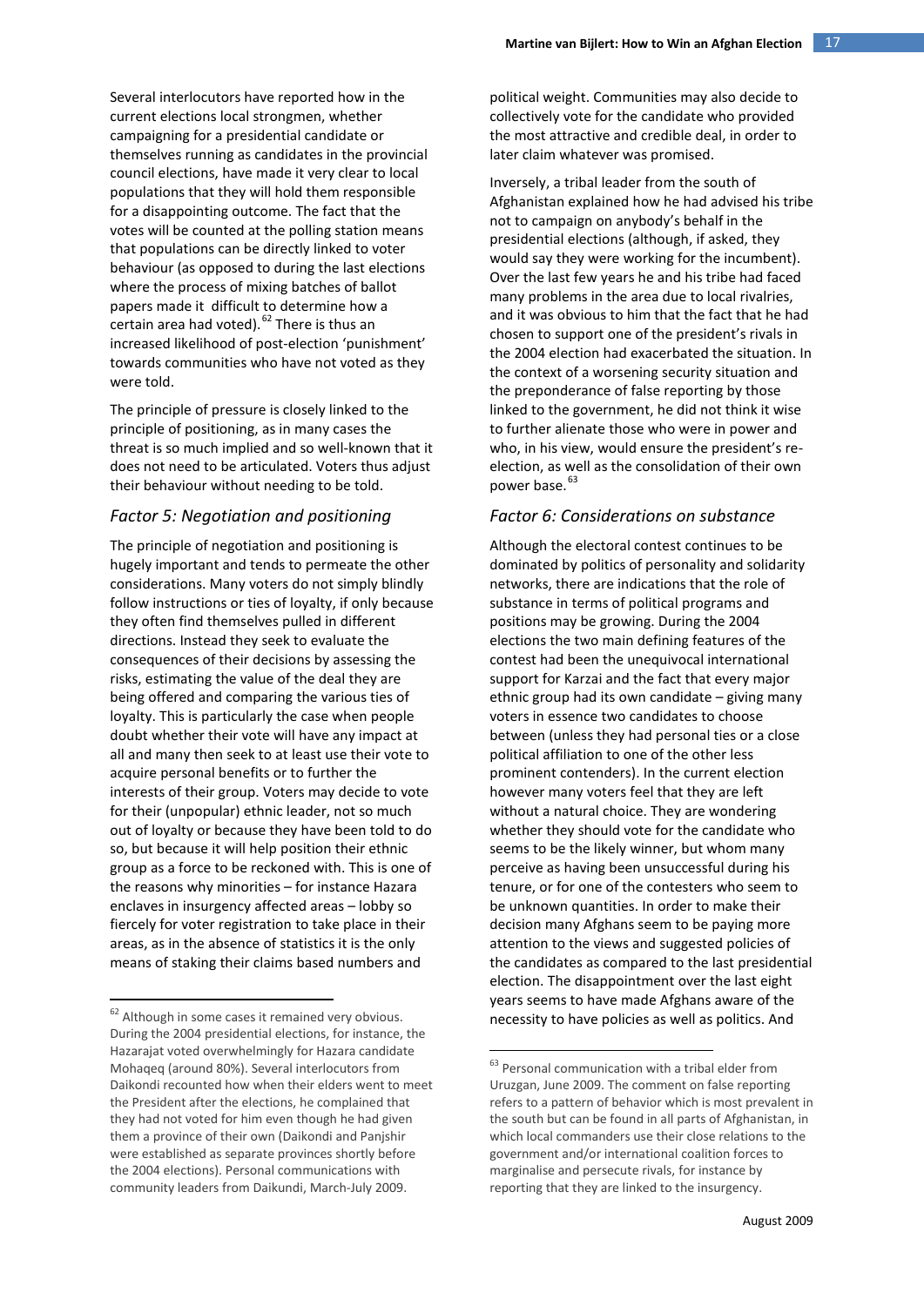Several interlocutors have reported how in the current elections local strongmen, whether campaigning for a presidential candidate or themselves running as candidates in the provincial council elections, have made it very clear to local populations that they will hold them responsible for a disappointing outcome. The fact that the votes will be counted at the polling station means that populations can be directly linked to voter behaviour (as opposed to during the last elections where the process of mixing batches of ballot papers made it difficult to determine how a certain area had voted).[62] There is thus an increased likelihood of post-election 'punishment' towards communities who have not voted as they were told.

The principle of pressure is closely linked to the principle of positioning, as in many cases the threat is so much implied and so well-known that it does not need to be articulated. Voters thus adjust their behaviour without needing to be told.

### *Factor 5: Negotiation and positioning*

The principle of negotiation and positioning is hugely important and tends to permeate the other considerations. Many voters do not simply blindly follow instructions or ties of loyalty, if only because they often find themselves pulled in different directions. Instead they seek to evaluate the consequences of their decisions by assessing the risks, estimating the value of the deal they are being offered and comparing the various ties of loyalty. This is particularly the case when people doubt whether their vote will have any impact at all and many then seek to at least use their vote to acquire personal benefits or to further the interests of their group. Voters may decide to vote for their (unpopular) ethnic leader, not so much out of loyalty or because they have been told to do so, but because it will help position their ethnic group as a force to be reckoned with. This is one of the reasons why minorities – for instance Hazara enclaves in insurgency affected areas – lobby so fiercely for voter registration to take place in their areas, as in the absence of statistics it is the only means of staking their claims based numbers and political weight. Communities may also decide to collectively vote for the candidate who provided the most attractive and credible deal, in order to later claim whatever was promised.

Inversely, a tribal leader from the south of Afghanistan explained how he had advised his tribe not to campaign on anybody's behalf in the presidential elections (although, if asked, they would say they were working for the incumbent). Over the last few years he and his tribe had faced many problems in the area due to local rivalries, and it was obvious to him that the fact that he had chosen to support one of the president's rivals in the 2004 election had exacerbated the situation. In the context of a worsening security situation and the preponderance of false reporting by those linked to the government, he did not think it wise to further alienate those who were in power and who, in his view, would ensure the president's re-election, as well as the consolidation of their own power base.[63]

### *Factor 6: Considerations on substance*

Although the electoral contest continues to be dominated by politics of personality and solidarity networks, there are indications that the role of substance in terms of political programs and positions may be growing. During the 2004 elections the two main defining features of the contest had been the unequivocal international support for Karzai and the fact that every major ethnic group had its own candidate – giving many voters in essence two candidates to choose between (unless they had personal ties or a close political affiliation to one of the other less prominent contenders). In the current election however many voters feel that they are left without a natural choice. They are wondering whether they should vote for the candidate who seems to be the likely winner, but whom many perceive as having been unsuccessful during his tenure, or for one of the contesters who seem to be unknown quantities. In order to make their decision many Afghans seem to be paying more attention to the views and suggested policies of the candidates as compared to the last presidential election. The disappointment over the last eight years seems to have made Afghans aware of the necessity to have policies as well as politics. And

---

[62] Although in some cases it remained very obvious. During the 2004 presidential elections, for instance, the Hazarajat voted overwhelmingly for Hazara candidate Mohaqeq (around 80%). Several interlocutors from Daikondi recounted how when their elders went to meet the President after the elections, he complained that they had not voted for him even though he had given them a province of their own (Daikondi and Panjshir were established as separate provinces shortly before the 2004 elections). Personal communications with community leaders from Daikundi, March-July 2009.

[63] Personal communication with a tribal elder from Uruzgan, June 2009. The comment on false reporting refers to a pattern of behavior which is most prevalent in the south but can be found in all parts of Afghanistan, in which local commanders use their close relations to the government and/or international coalition forces to marginalise and persecute rivals, for instance by reporting that they are linked to the insurgency.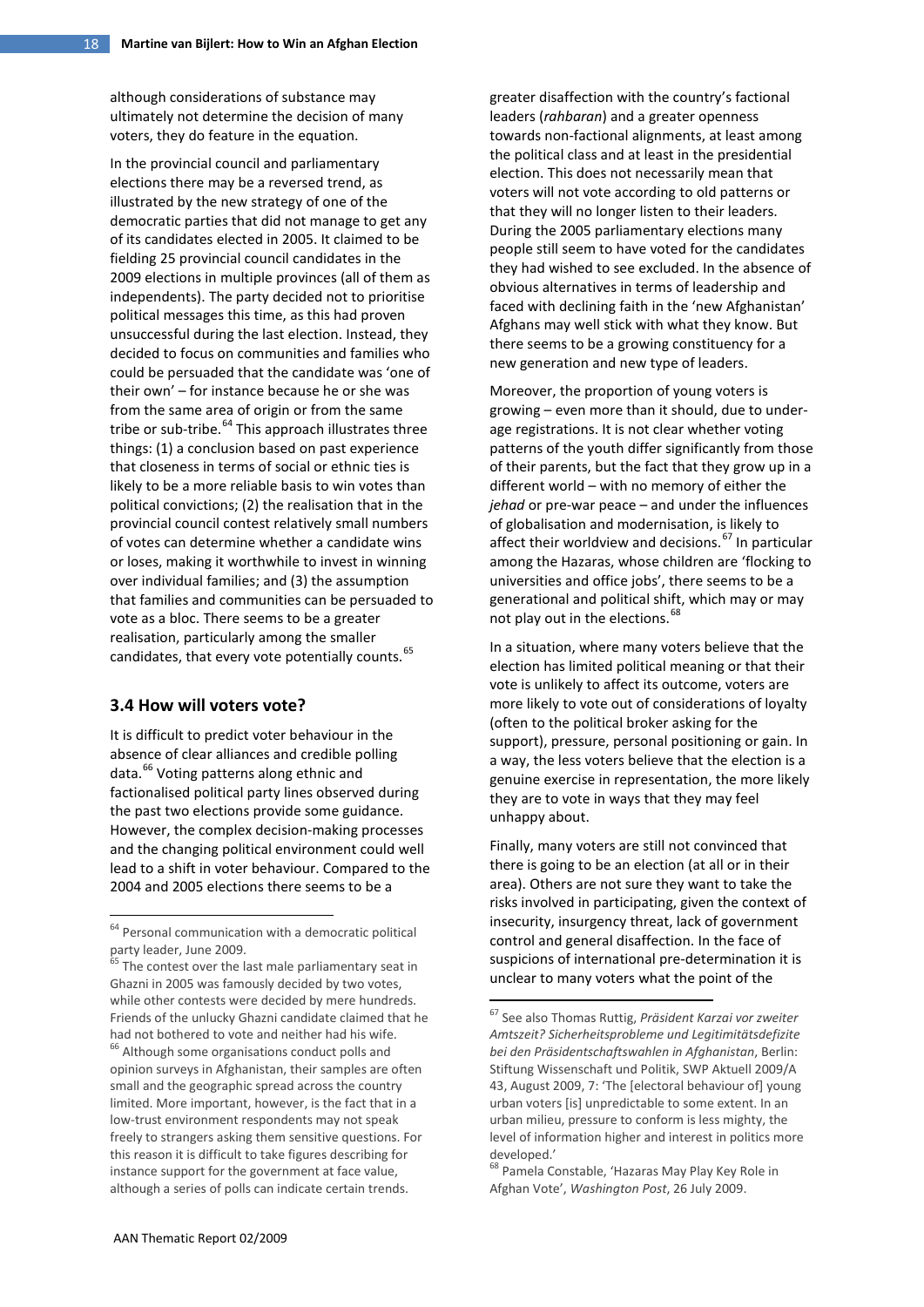although considerations of substance may ultimately not determine the decision of many voters, they do feature in the equation.

In the provincial council and parliamentary elections there may be a reversed trend, as illustrated by the new strategy of one of the democratic parties that did not manage to get any of its candidates elected in 2005. It claimed to be fielding 25 provincial council candidates in the 2009 elections in multiple provinces (all of them as independents). The party decided not to prioritise political messages this time, as this had proven unsuccessful during the last election. Instead, they decided to focus on communities and families who could be persuaded that the candidate was 'one of their own' – for instance because he or she was from the same area of origin or from the same tribe or sub-tribe.[64] This approach illustrates three things: (1) a conclusion based on past experience that closeness in terms of social or ethnic ties is likely to be a more reliable basis to win votes than political convictions; (2) the realisation that in the provincial council contest relatively small numbers of votes can determine whether a candidate wins or loses, making it worthwhile to invest in winning over individual families; and (3) the assumption that families and communities can be persuaded to vote as a bloc. There seems to be a greater realisation, particularly among the smaller candidates, that every vote potentially counts.[65]

### 3.4 How will voters vote?

It is difficult to predict voter behaviour in the absence of clear alliances and credible polling data.[66] Voting patterns along ethnic and factionalised political party lines observed during the past two elections provide some guidance. However, the complex decision-making processes and the changing political environment could well lead to a shift in voter behaviour. Compared to the 2004 and 2005 elections there seems to be a greater disaffection with the country's factional leaders (*rahbaran*) and a greater openness towards non-factional alignments, at least among the political class and at least in the presidential election. This does not necessarily mean that voters will not vote according to old patterns or that they will no longer listen to their leaders. During the 2005 parliamentary elections many people still seem to have voted for the candidates they had wished to see excluded. In the absence of obvious alternatives in terms of leadership and faced with declining faith in the 'new Afghanistan' Afghans may well stick with what they know. But there seems to be a growing constituency for a new generation and new type of leaders.

Moreover, the proportion of young voters is growing – even more than it should, due to under-age registrations. It is not clear whether voting patterns of the youth differ significantly from those of their parents, but the fact that they grow up in a different world – with no memory of either the *jehad* or pre-war peace – and under the influences of globalisation and modernisation, is likely to affect their worldview and decisions.[67] In particular among the Hazaras, whose children are 'flocking to universities and office jobs', there seems to be a generational and political shift, which may or may not play out in the elections.[68]

In a situation, where many voters believe that the election has limited political meaning or that their vote is unlikely to affect its outcome, voters are more likely to vote out of considerations of loyalty (often to the political broker asking for the support), pressure, personal positioning or gain. In a way, the less voters believe that the election is a genuine exercise in representation, the more likely they are to vote in ways that they may feel unhappy about.

Finally, many voters are still not convinced that there is going to be an election (at all or in their area). Others are not sure they want to take the risks involved in participating, given the context of insecurity, insurgency threat, lack of government control and general disaffection. In the face of suspicions of international pre-determination it is unclear to many voters what the point of the

---

[64] Personal communication with a democratic political party leader, June 2009.

[65] The contest over the last male parliamentary seat in Ghazni in 2005 was famously decided by two votes, while other contests were decided by mere hundreds. Friends of the unlucky Ghazni candidate claimed that he had not bothered to vote and neither had his wife.

[66] Although some organisations conduct polls and opinion surveys in Afghanistan, their samples are often small and the geographic spread across the country limited. More important, however, is the fact that in a low-trust environment respondents may not speak freely to strangers asking them sensitive questions. For this reason it is difficult to take figures describing for instance support for the government at face value, although a series of polls can indicate certain trends.

[67] See also Thomas Ruttig, *Präsident Karzai vor zweiter Amtszeit? Sicherheitsprobleme und Legitimitätsdefizite bei den Präsidentschaftswahlen in Afghanistan*, Berlin: Stiftung Wissenschaft und Politik, SWP Aktuell 2009/A 43, August 2009, 7: 'The [electoral behaviour of] young urban voters [is] unpredictable to some extent. In an urban milieu, pressure to conform is less mighty, the level of information higher and interest in politics more developed.'

[68] Pamela Constable, 'Hazaras May Play Key Role in Afghan Vote', *Washington Post*, 26 July 2009.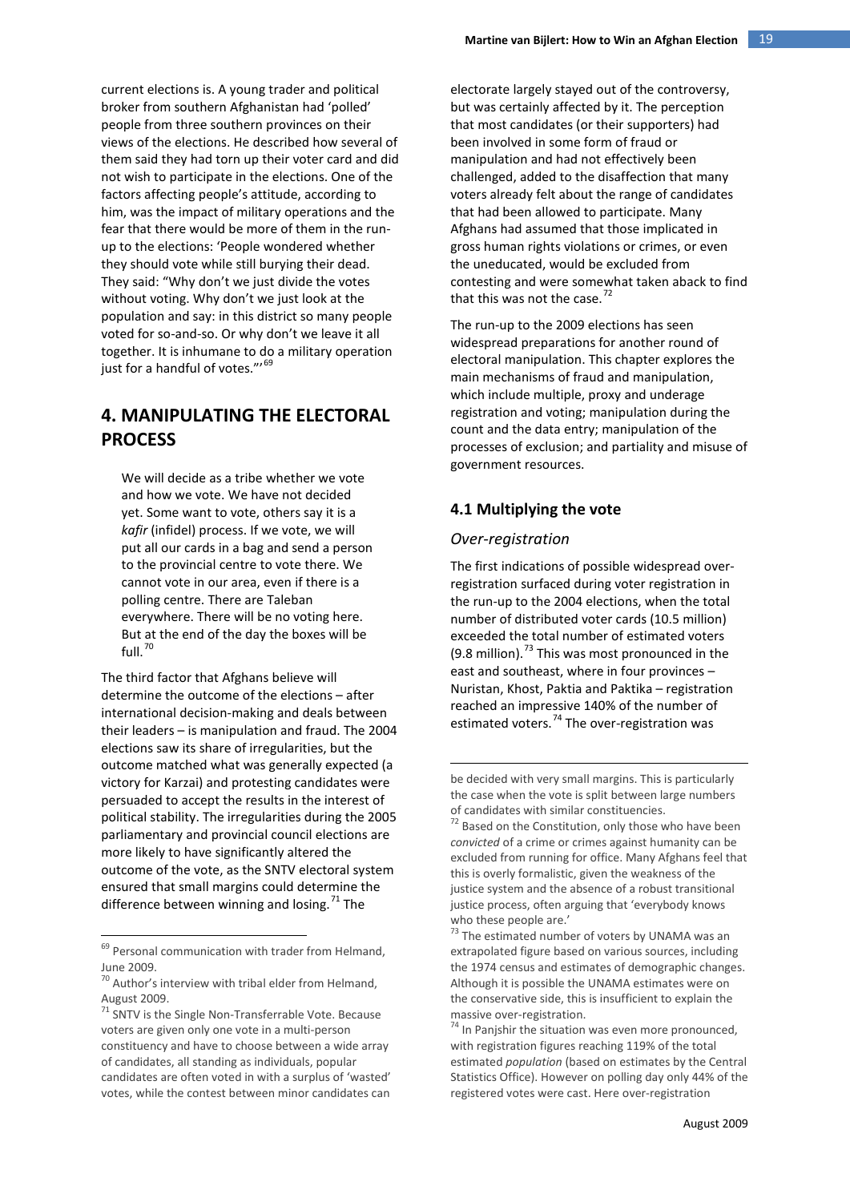current elections is. A young trader and political broker from southern Afghanistan had 'polled' people from three southern provinces on their views of the elections. He described how several of them said they had torn up their voter card and did not wish to participate in the elections. One of the factors affecting people's attitude, according to him, was the impact of military operations and the fear that there would be more of them in the run-up to the elections: 'People wondered whether they should vote while still burying their dead. They said: "Why don't we just divide the votes without voting. Why don't we just look at the population and say: in this district so many people voted for so-and-so. Or why don't we leave it all together. It is inhumane to do a military operation just for a handful of votes."'[69]

## 4. MANIPULATING THE ELECTORAL PROCESS

> We will decide as a tribe whether we vote and how we vote. We have not decided yet. Some want to vote, others say it is a *kafir* (infidel) process. If we vote, we will put all our cards in a bag and send a person to the provincial centre to vote there. We cannot vote in our area, even if there is a polling centre. There are Taleban everywhere. There will be no voting here. But at the end of the day the boxes will be full.[70]

The third factor that Afghans believe will determine the outcome of the elections – after international decision-making and deals between their leaders – is manipulation and fraud. The 2004 elections saw its share of irregularities, but the outcome matched what was generally expected (a victory for Karzai) and protesting candidates were persuaded to accept the results in the interest of political stability. The irregularities during the 2005 parliamentary and provincial council elections are more likely to have significantly altered the outcome of the vote, as the SNTV electoral system ensured that small margins could determine the difference between winning and losing.[71] The electorate largely stayed out of the controversy, but was certainly affected by it. The perception that most candidates (or their supporters) had been involved in some form of fraud or manipulation and had not effectively been challenged, added to the disaffection that many voters already felt about the range of candidates that had been allowed to participate. Many Afghans had assumed that those implicated in gross human rights violations or crimes, or even the uneducated, would be excluded from contesting and were somewhat taken aback to find that this was not the case.[72]

The run-up to the 2009 elections has seen widespread preparations for another round of electoral manipulation. This chapter explores the main mechanisms of fraud and manipulation, which include multiple, proxy and underage registration and voting; manipulation during the count and the data entry; manipulation of the processes of exclusion; and partiality and misuse of government resources.

### 4.1 Multiplying the vote

#### *Over-registration*

The first indications of possible widespread over-registration surfaced during voter registration in the run-up to the 2004 elections, when the total number of distributed voter cards (10.5 million) exceeded the total number of estimated voters (9.8 million).[73] This was most pronounced in the east and southeast, where in four provinces – Nuristan, Khost, Paktia and Paktika – registration reached an impressive 140% of the number of estimated voters.[74] The over-registration was

---

[69] Personal communication with trader from Helmand, June 2009.

[70] Author's interview with tribal elder from Helmand, August 2009.

[71] SNTV is the Single Non-Transferrable Vote. Because voters are given only one vote in a multi-person constituency and have to choose between a wide array of candidates, all standing as individuals, popular candidates are often voted in with a surplus of 'wasted' votes, while the contest between minor candidates can be decided with very small margins. This is particularly the case when the vote is split between large numbers of candidates with similar constituencies.

[72] Based on the Constitution, only those who have been *convicted* of a crime or crimes against humanity can be excluded from running for office. Many Afghans feel that this is overly formalistic, given the weakness of the justice system and the absence of a robust transitional justice process, often arguing that 'everybody knows who these people are.'

[73] The estimated number of voters by UNAMA was an extrapolated figure based on various sources, including the 1974 census and estimates of demographic changes. Although it is possible the UNAMA estimates were on the conservative side, this is insufficient to explain the massive over-registration.

[74] In Panjshir the situation was even more pronounced, with registration figures reaching 119% of the total estimated *population* (based on estimates by the Central Statistics Office). However on polling day only 44% of the registered votes were cast. Here over-registration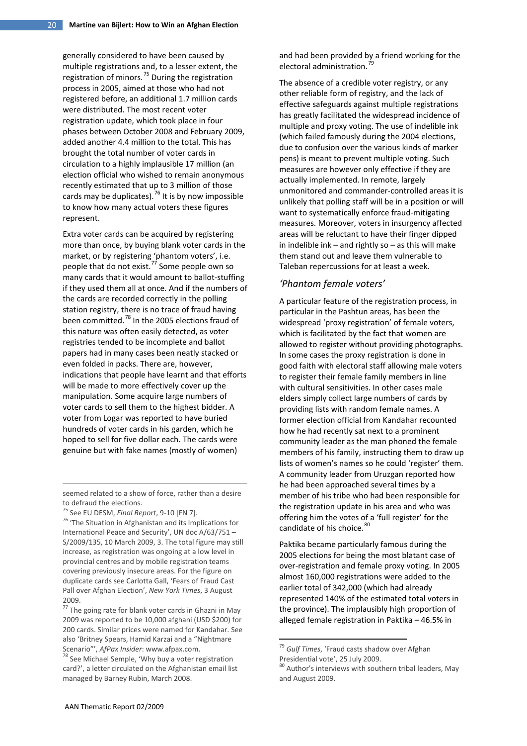generally considered to have been caused by multiple registrations and, to a lesser extent, the registration of minors.[75] During the registration process in 2005, aimed at those who had not registered before, an additional 1.7 million cards were distributed. The most recent voter registration update, which took place in four phases between October 2008 and February 2009, added another 4.4 million to the total. This has brought the total number of voter cards in circulation to a highly implausible 17 million (an election official who wished to remain anonymous recently estimated that up to 3 million of those cards may be duplicates).[76] It is by now impossible to know how many actual voters these figures represent.

Extra voter cards can be acquired by registering more than once, by buying blank voter cards in the market, or by registering 'phantom voters', i.e. people that do not exist.[77] Some people own so many cards that it would amount to ballot-stuffing if they used them all at once. And if the numbers of the cards are recorded correctly in the polling station registry, there is no trace of fraud having been committed.[78] In the 2005 elections fraud of this nature was often easily detected, as voter registries tended to be incomplete and ballot papers had in many cases been neatly stacked or even folded in packs. There are, however, indications that people have learnt and that efforts will be made to more effectively cover up the manipulation. Some acquire large numbers of voter cards to sell them to the highest bidder. A voter from Logar was reported to have buried hundreds of voter cards in his garden, which he hoped to sell for five dollar each. The cards were genuine but with fake names (mostly of women) and had been provided by a friend working for the electoral administration.[79]

The absence of a credible voter registry, or any other reliable form of registry, and the lack of effective safeguards against multiple registrations has greatly facilitated the widespread incidence of multiple and proxy voting. The use of indelible ink (which failed famously during the 2004 elections, due to confusion over the various kinds of marker pens) is meant to prevent multiple voting. Such measures are however only effective if they are actually implemented. In remote, largely unmonitored and commander-controlled areas it is unlikely that polling staff will be in a position or will want to systematically enforce fraud-mitigating measures. Moreover, voters in insurgency affected areas will be reluctant to have their finger dipped in indelible ink – and rightly so – as this will make them stand out and leave them vulnerable to Taleban repercussions for at least a week.

### *'Phantom female voters'*

A particular feature of the registration process, in particular in the Pashtun areas, has been the widespread 'proxy registration' of female voters, which is facilitated by the fact that women are allowed to register without providing photographs. In some cases the proxy registration is done in good faith with electoral staff allowing male voters to register their female family members in line with cultural sensitivities. In other cases male elders simply collect large numbers of cards by providing lists with random female names. A former election official from Kandahar recounted how he had recently sat next to a prominent community leader as the man phoned the female members of his family, instructing them to draw up lists of women's names so he could 'register' them. A community leader from Uruzgan reported how he had been approached several times by a member of his tribe who had been responsible for the registration update in his area and who was offering him the votes of a 'full register' for the candidate of his choice.[80]

Paktika became particularly famous during the 2005 elections for being the most blatant case of over-registration and female proxy voting. In 2005 almost 160,000 registrations were added to the earlier total of 342,000 (which had already represented 140% of the estimated total voters in the province). The implausibly high proportion of alleged female registration in Paktika – 46.5% in

---

seemed related to a show of force, rather than a desire to defraud the elections.

[75] See EU DESM, *Final Report*, 9-10 [FN 7].

[76] 'The Situation in Afghanistan and its Implications for International Peace and Security', UN doc A/63/751 – S/2009/135, 10 March 2009, 3. The total figure may still increase, as registration was ongoing at a low level in provincial centres and by mobile registration teams covering previously insecure areas. For the figure on duplicate cards see Carlotta Gall, 'Fears of Fraud Cast Pall over Afghan Election', *New York Times*, 3 August 2009.

[77] The going rate for blank voter cards in Ghazni in May 2009 was reported to be 10,000 afghani (USD $200) for 200 cards. Similar prices were named for Kandahar. See also 'Britney Spears, Hamid Karzai and a "Nightmare Scenario"', *AfPax Insider*: www.afpax.com.

[78] See Michael Semple, 'Why buy a voter registration card?', a letter circulated on the Afghanistan email list managed by Barney Rubin, March 2008.

[79] *Gulf Times*, 'Fraud casts shadow over Afghan Presidential vote', 25 July 2009.

[80] Author's interviews with southern tribal leaders, May and August 2009.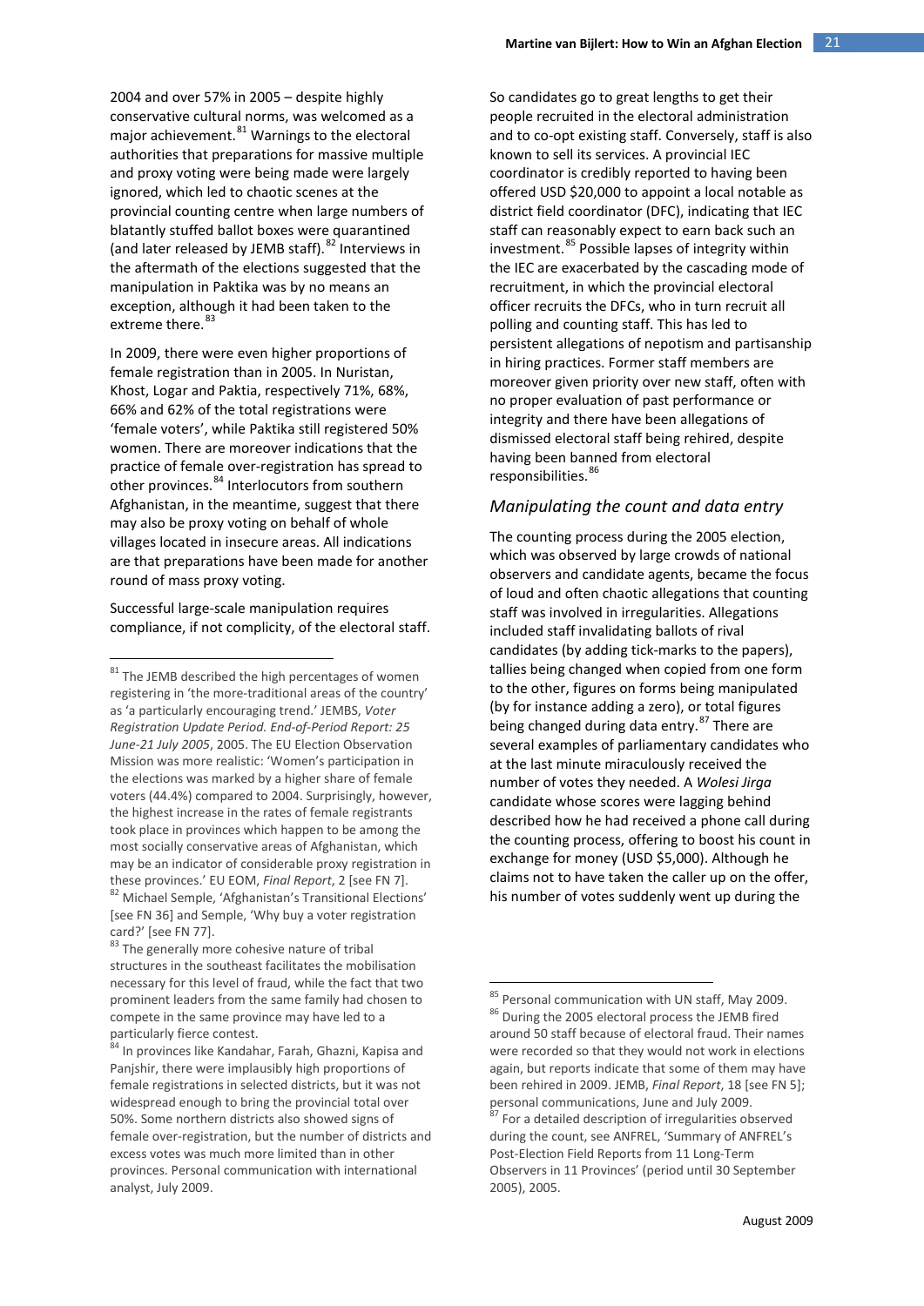2004 and over 57% in 2005 – despite highly conservative cultural norms, was welcomed as a major achievement.[81] Warnings to the electoral authorities that preparations for massive multiple and proxy voting were being made were largely ignored, which led to chaotic scenes at the provincial counting centre when large numbers of blatantly stuffed ballot boxes were quarantined (and later released by JEMB staff).[82] Interviews in the aftermath of the elections suggested that the manipulation in Paktika was by no means an exception, although it had been taken to the extreme there.[83]

In 2009, there were even higher proportions of female registration than in 2005. In Nuristan, Khost, Logar and Paktia, respectively 71%, 68%, 66% and 62% of the total registrations were 'female voters', while Paktika still registered 50% women. There are moreover indications that the practice of female over-registration has spread to other provinces.[84] Interlocutors from southern Afghanistan, in the meantime, suggest that there may also be proxy voting on behalf of whole villages located in insecure areas. All indications are that preparations have been made for another round of mass proxy voting.

Successful large-scale manipulation requires compliance, if not complicity, of the electoral staff. So candidates go to great lengths to get their people recruited in the electoral administration and to co-opt existing staff. Conversely, staff is also known to sell its services. A provincial IEC coordinator is credibly reported to having been offered USD $20,000 to appoint a local notable as district field coordinator (DFC), indicating that IEC staff can reasonably expect to earn back such an investment.[85] Possible lapses of integrity within the IEC are exacerbated by the cascading mode of recruitment, in which the provincial electoral officer recruits the DFCs, who in turn recruit all polling and counting staff. This has led to persistent allegations of nepotism and partisanship in hiring practices. Former staff members are moreover given priority over new staff, often with no proper evaluation of past performance or integrity and there have been allegations of dismissed electoral staff being rehired, despite having been banned from electoral responsibilities.[86]

### *Manipulating the count and data entry*

The counting process during the 2005 election, which was observed by large crowds of national observers and candidate agents, became the focus of loud and often chaotic allegations that counting staff was involved in irregularities. Allegations included staff invalidating ballots of rival candidates (by adding tick-marks to the papers), tallies being changed when copied from one form to the other, figures on forms being manipulated (by for instance adding a zero), or total figures being changed during data entry.[87] There are several examples of parliamentary candidates who at the last minute miraculously received the number of votes they needed. A *Wolesi Jirga* candidate whose scores were lagging behind described how he had received a phone call during the counting process, offering to boost his count in exchange for money (USD $5,000). Although he claims not to have taken the caller up on the offer, his number of votes suddenly went up during the

---

[81] The JEMB described the high percentages of women registering in 'the more-traditional areas of the country' as 'a particularly encouraging trend.' JEMBS, *Voter Registration Update Period. End-of-Period Report: 25 June-21 July 2005*, 2005. The EU Election Observation Mission was more realistic: 'Women's participation in the elections was marked by a higher share of female voters (44.4%) compared to 2004. Surprisingly, however, the highest increase in the rates of female registrants took place in provinces which happen to be among the most socially conservative areas of Afghanistan, which may be an indicator of considerable proxy registration in these provinces.' EU EOM, *Final Report*, 2 [see FN 7].

[82] Michael Semple, 'Afghanistan's Transitional Elections' [see FN 36] and Semple, 'Why buy a voter registration card?' [see FN 77].

[83] The generally more cohesive nature of tribal structures in the southeast facilitates the mobilisation necessary for this level of fraud, while the fact that two prominent leaders from the same family had chosen to compete in the same province may have led to a particularly fierce contest.

[84] In provinces like Kandahar, Farah, Ghazni, Kapisa and Panjshir, there were implausibly high proportions of female registrations in selected districts, but it was not widespread enough to bring the provincial total over 50%. Some northern districts also showed signs of female over-registration, but the number of districts and excess votes was much more limited than in other provinces. Personal communication with international analyst, July 2009.

[85] Personal communication with UN staff, May 2009.

[86] During the 2005 electoral process the JEMB fired around 50 staff because of electoral fraud. Their names were recorded so that they would not work in elections again, but reports indicate that some of them may have been rehired in 2009. JEMB, *Final Report*, 18 [see FN 5]; personal communications, June and July 2009.

[87] For a detailed description of irregularities observed during the count, see ANFREL, 'Summary of ANFREL's Post-Election Field Reports from 11 Long-Term Observers in 11 Provinces' (period until 30 September 2005), 2005.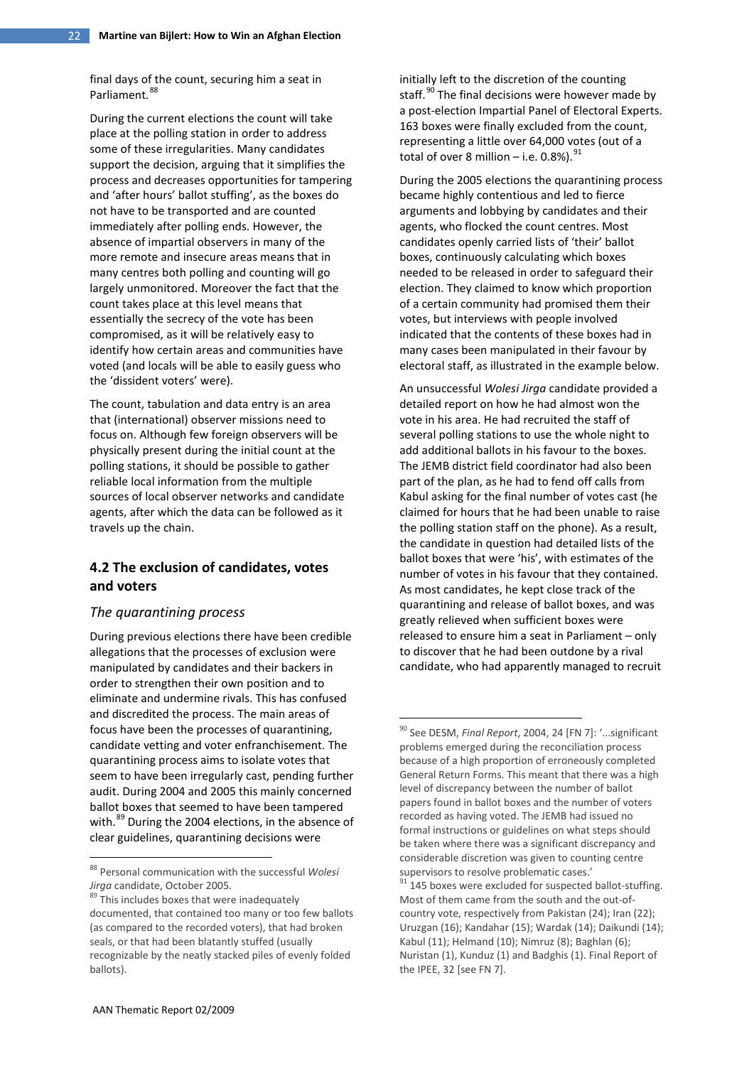final days of the count, securing him a seat in Parliament.[88]

During the current elections the count will take place at the polling station in order to address some of these irregularities. Many candidates support the decision, arguing that it simplifies the process and decreases opportunities for tampering and 'after hours' ballot stuffing', as the boxes do not have to be transported and are counted immediately after polling ends. However, the absence of impartial observers in many of the more remote and insecure areas means that in many centres both polling and counting will go largely unmonitored. Moreover the fact that the count takes place at this level means that essentially the secrecy of the vote has been compromised, as it will be relatively easy to identify how certain areas and communities have voted (and locals will be able to easily guess who the 'dissident voters' were).

The count, tabulation and data entry is an area that (international) observer missions need to focus on. Although few foreign observers will be physically present during the initial count at the polling stations, it should be possible to gather reliable local information from the multiple sources of local observer networks and candidate agents, after which the data can be followed as it travels up the chain.

## 4.2 The exclusion of candidates, votes and voters

### *The quarantining process*

During previous elections there have been credible allegations that the processes of exclusion were manipulated by candidates and their backers in order to strengthen their own position and to eliminate and undermine rivals. This has confused and discredited the process. The main areas of focus have been the processes of quarantining, candidate vetting and voter enfranchisement. The quarantining process aims to isolate votes that seem to have been irregularly cast, pending further audit. During 2004 and 2005 this mainly concerned ballot boxes that seemed to have been tampered with.[89] During the 2004 elections, in the absence of clear guidelines, quarantining decisions were initially left to the discretion of the counting staff.[90] The final decisions were however made by a post-election Impartial Panel of Electoral Experts. 163 boxes were finally excluded from the count, representing a little over 64,000 votes (out of a total of over 8 million – i.e. 0.8%).[91]

During the 2005 elections the quarantining process became highly contentious and led to fierce arguments and lobbying by candidates and their agents, who flocked the count centres. Most candidates openly carried lists of 'their' ballot boxes, continuously calculating which boxes needed to be released in order to safeguard their election. They claimed to know which proportion of a certain community had promised them their votes, but interviews with people involved indicated that the contents of these boxes had in many cases been manipulated in their favour by electoral staff, as illustrated in the example below.

An unsuccessful *Wolesi Jirga* candidate provided a detailed report on how he had almost won the vote in his area. He had recruited the staff of several polling stations to use the whole night to add additional ballots in his favour to the boxes. The JEMB district field coordinator had also been part of the plan, as he had to fend off calls from Kabul asking for the final number of votes cast (he claimed for hours that he had been unable to raise the polling station staff on the phone). As a result, the candidate in question had detailed lists of the ballot boxes that were 'his', with estimates of the number of votes in his favour that they contained. As most candidates, he kept close track of the quarantining and release of ballot boxes, and was greatly relieved when sufficient boxes were released to ensure him a seat in Parliament – only to discover that he had been outdone by a rival candidate, who had apparently managed to recruit

---

[88] Personal communication with the successful *Wolesi Jirga* candidate, October 2005.

[89] This includes boxes that were inadequately documented, that contained too many or too few ballots (as compared to the recorded voters), that had broken seals, or that had been blatantly stuffed (usually recognizable by the neatly stacked piles of evenly folded ballots).

[90] See DESM, *Final Report*, 2004, 24 [FN 7]: '...significant problems emerged during the reconciliation process because of a high proportion of erroneously completed General Return Forms. This meant that there was a high level of discrepancy between the number of ballot papers found in ballot boxes and the number of voters recorded as having voted. The JEMB had issued no formal instructions or guidelines on what steps should be taken where there was a significant discrepancy and considerable discretion was given to counting centre supervisors to resolve problematic cases.'

[91] 145 boxes were excluded for suspected ballot-stuffing. Most of them came from the south and the out-of-country vote, respectively from Pakistan (24); Iran (22); Uruzgan (16); Kandahar (15); Wardak (14); Daikundi (14); Kabul (11); Helmand (10); Nimruz (8); Baghlan (6); Nuristan (1), Kunduz (1) and Badghis (1). Final Report of the IPEE, 32 [see FN 7].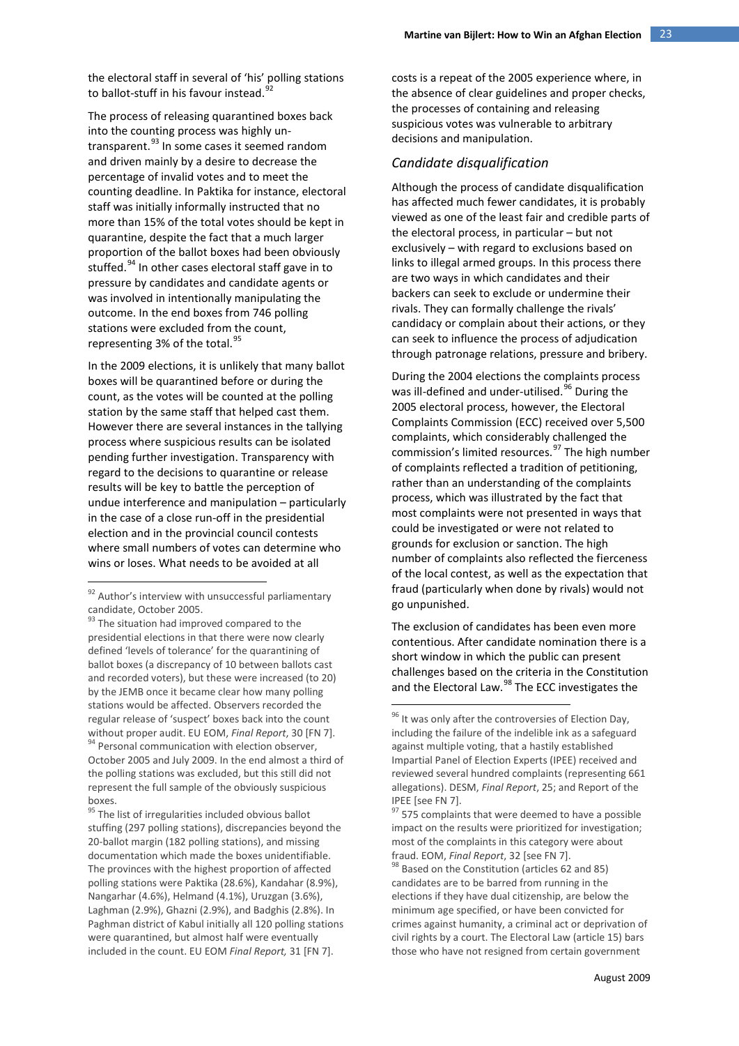the electoral staff in several of 'his' polling stations to ballot-stuff in his favour instead.[92]

The process of releasing quarantined boxes back into the counting process was highly un-transparent.[93] In some cases it seemed random and driven mainly by a desire to decrease the percentage of invalid votes and to meet the counting deadline. In Paktika for instance, electoral staff was initially informally instructed that no more than 15% of the total votes should be kept in quarantine, despite the fact that a much larger proportion of the ballot boxes had been obviously stuffed.[94] In other cases electoral staff gave in to pressure by candidates and candidate agents or was involved in intentionally manipulating the outcome. In the end boxes from 746 polling stations were excluded from the count, representing 3% of the total.[95]

In the 2009 elections, it is unlikely that many ballot boxes will be quarantined before or during the count, as the votes will be counted at the polling station by the same staff that helped cast them. However there are several instances in the tallying process where suspicious results can be isolated pending further investigation. Transparency with regard to the decisions to quarantine or release results will be key to battle the perception of undue interference and manipulation – particularly in the case of a close run-off in the presidential election and in the provincial council contests where small numbers of votes can determine who wins or loses. What needs to be avoided at all costs is a repeat of the 2005 experience where, in the absence of clear guidelines and proper checks, the processes of containing and releasing suspicious votes was vulnerable to arbitrary decisions and manipulation.

### *Candidate disqualification*

Although the process of candidate disqualification has affected much fewer candidates, it is probably viewed as one of the least fair and credible parts of the electoral process, in particular – but not exclusively – with regard to exclusions based on links to illegal armed groups. In this process there are two ways in which candidates and their backers can seek to exclude or undermine their rivals. They can formally challenge the rivals' candidacy or complain about their actions, or they can seek to influence the process of adjudication through patronage relations, pressure and bribery.

During the 2004 elections the complaints process was ill-defined and under-utilised.[96] During the 2005 electoral process, however, the Electoral Complaints Commission (ECC) received over 5,500 complaints, which considerably challenged the commission's limited resources.[97] The high number of complaints reflected a tradition of petitioning, rather than an understanding of the complaints process, which was illustrated by the fact that most complaints were not presented in ways that could be investigated or were not related to grounds for exclusion or sanction. The high number of complaints also reflected the fierceness of the local contest, as well as the expectation that fraud (particularly when done by rivals) would not go unpunished.

The exclusion of candidates has been even more contentious. After candidate nomination there is a short window in which the public can present challenges based on the criteria in the Constitution and the Electoral Law.[98] The ECC investigates the

---

[92] Author's interview with unsuccessful parliamentary candidate, October 2005.

[93] The situation had improved compared to the presidential elections in that there were now clearly defined 'levels of tolerance' for the quarantining of ballot boxes (a discrepancy of 10 between ballots cast and recorded voters), but these were increased (to 20) by the JEMB once it became clear how many polling stations would be affected. Observers recorded the regular release of 'suspect' boxes back into the count without proper audit. EU EOM, *Final Report*, 30 [FN 7].

[94] Personal communication with election observer, October 2005 and July 2009. In the end almost a third of the polling stations was excluded, but this still did not represent the full sample of the obviously suspicious boxes.

[95] The list of irregularities included obvious ballot stuffing (297 polling stations), discrepancies beyond the 20-ballot margin (182 polling stations), and missing documentation which made the boxes unidentifiable. The provinces with the highest proportion of affected polling stations were Paktika (28.6%), Kandahar (8.9%), Nangarhar (4.6%), Helmand (4.1%), Uruzgan (3.6%), Laghman (2.9%), Ghazni (2.9%), and Badghis (2.8%). In Paghman district of Kabul initially all 120 polling stations were quarantined, but almost half were eventually included in the count. EU EOM *Final Report,* 31 [FN 7].

[96] It was only after the controversies of Election Day, including the failure of the indelible ink as a safeguard against multiple voting, that a hastily established Impartial Panel of Election Experts (IPEE) received and reviewed several hundred complaints (representing 661 allegations). DESM, *Final Report*, 25; and Report of the IPEE [see FN 7].

[97] 575 complaints that were deemed to have a possible impact on the results were prioritized for investigation; most of the complaints in this category were about fraud. EOM, *Final Report*, 32 [see FN 7].

[98] Based on the Constitution (articles 62 and 85) candidates are to be barred from running in the elections if they have dual citizenship, are below the minimum age specified, or have been convicted for crimes against humanity, a criminal act or deprivation of civil rights by a court. The Electoral Law (article 15) bars those who have not resigned from certain government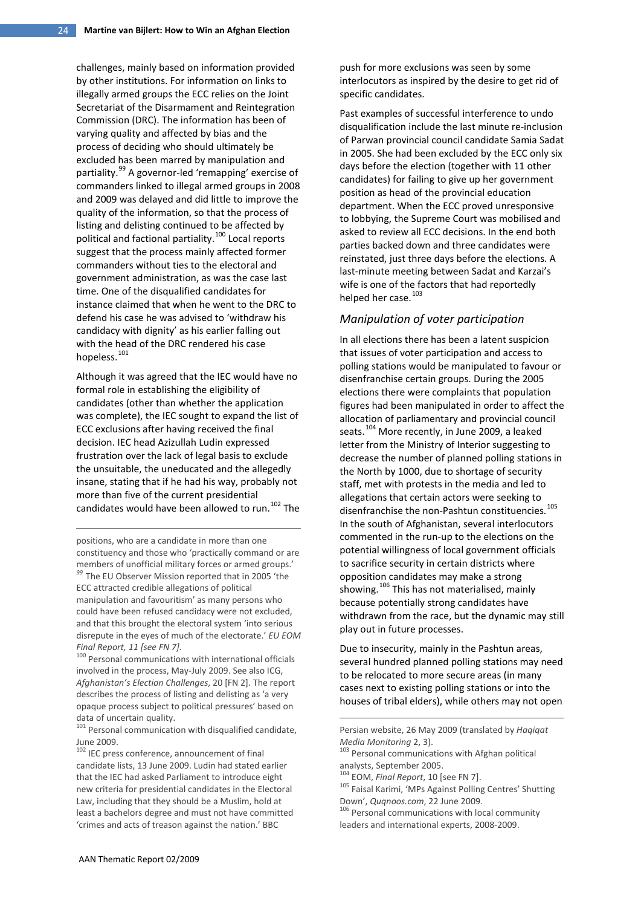challenges, mainly based on information provided by other institutions. For information on links to illegally armed groups the ECC relies on the Joint Secretariat of the Disarmament and Reintegration Commission (DRC). The information has been of varying quality and affected by bias and the process of deciding who should ultimately be excluded has been marred by manipulation and partiality.[99] A governor-led 'remapping' exercise of commanders linked to illegal armed groups in 2008 and 2009 was delayed and did little to improve the quality of the information, so that the process of listing and delisting continued to be affected by political and factional partiality.[100] Local reports suggest that the process mainly affected former commanders without ties to the electoral and government administration, as was the case last time. One of the disqualified candidates for instance claimed that when he went to the DRC to defend his case he was advised to 'withdraw his candidacy with dignity' as his earlier falling out with the head of the DRC rendered his case hopeless.[101]

Although it was agreed that the IEC would have no formal role in establishing the eligibility of candidates (other than whether the application was complete), the IEC sought to expand the list of ECC exclusions after having received the final decision. IEC head Azizullah Ludin expressed frustration over the lack of legal basis to exclude the unsuitable, the uneducated and the allegedly insane, stating that if he had his way, probably not more than five of the current presidential candidates would have been allowed to run.[102] The push for more exclusions was seen by some interlocutors as inspired by the desire to get rid of specific candidates.

Past examples of successful interference to undo disqualification include the last minute re-inclusion of Parwan provincial council candidate Samia Sadat in 2005. She had been excluded by the ECC only six days before the election (together with 11 other candidates) for failing to give up her government position as head of the provincial education department. When the ECC proved unresponsive to lobbying, the Supreme Court was mobilised and asked to review all ECC decisions. In the end both parties backed down and three candidates were reinstated, just three days before the elections. A last-minute meeting between Sadat and Karzai's wife is one of the factors that had reportedly helped her case.[103]

### *Manipulation of voter participation*

In all elections there has been a latent suspicion that issues of voter participation and access to polling stations would be manipulated to favour or disenfranchise certain groups. During the 2005 elections there were complaints that population figures had been manipulated in order to affect the allocation of parliamentary and provincial council seats.[104] More recently, in June 2009, a leaked letter from the Ministry of Interior suggesting to decrease the number of planned polling stations in the North by 1000, due to shortage of security staff, met with protests in the media and led to allegations that certain actors were seeking to disenfranchise the non-Pashtun constituencies.[105] In the south of Afghanistan, several interlocutors commented in the run-up to the elections on the potential willingness of local government officials to sacrifice security in certain districts where opposition candidates may make a strong showing.[106] This has not materialised, mainly because potentially strong candidates have withdrawn from the race, but the dynamic may still play out in future processes.

Due to insecurity, mainly in the Pashtun areas, several hundred planned polling stations may need to be relocated to more secure areas (in many cases next to existing polling stations or into the houses of tribal elders), while others may not open

---

positions, who are a candidate in more than one constituency and those who 'practically command or are members of unofficial military forces or armed groups.'

[99] The EU Observer Mission reported that in 2005 'the ECC attracted credible allegations of political manipulation and favouritism' as many persons who could have been refused candidacy were not excluded, and that this brought the electoral system 'into serious disrepute in the eyes of much of the electorate.' *EU EOM Final Report, 11 [see FN 7].*

[100] Personal communications with international officials involved in the process, May-July 2009. See also ICG, *Afghanistan's Election Challenges*, 20 [FN 2]. The report describes the process of listing and delisting as 'a very opaque process subject to political pressures' based on data of uncertain quality.

[101] Personal communication with disqualified candidate, June 2009.

[102] IEC press conference, announcement of final candidate lists, 13 June 2009. Ludin had stated earlier that the IEC had asked Parliament to introduce eight new criteria for presidential candidates in the Electoral Law, including that they should be a Muslim, hold at least a bachelors degree and must not have committed 'crimes and acts of treason against the nation.' BBC Persian website, 26 May 2009 (translated by *Haqiqat Media Monitoring* 2, 3).

[103] Personal communications with Afghan political analysts, September 2005.

[104] EOM, *Final Report*, 10 [see FN 7].

[105] Faisal Karimi, 'MPs Against Polling Centres' Shutting Down', *Quqnoos.com*, 22 June 2009.

[106] Personal communications with local community leaders and international experts, 2008-2009.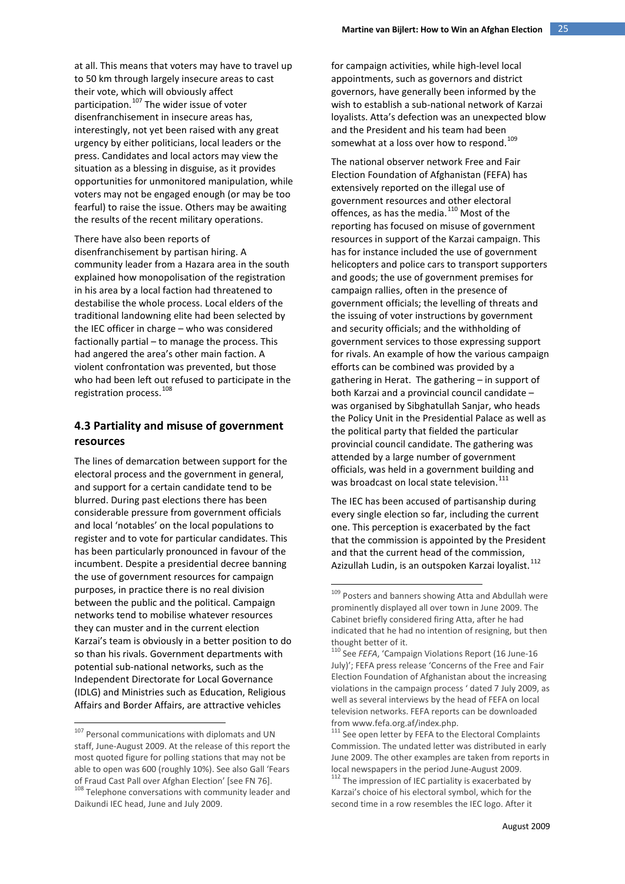at all. This means that voters may have to travel up to 50 km through largely insecure areas to cast their vote, which will obviously affect participation.[107] The wider issue of voter disenfranchisement in insecure areas has, interestingly, not yet been raised with any great urgency by either politicians, local leaders or the press. Candidates and local actors may view the situation as a blessing in disguise, as it provides opportunities for unmonitored manipulation, while voters may not be engaged enough (or may be too fearful) to raise the issue. Others may be awaiting the results of the recent military operations.

There have also been reports of disenfranchisement by partisan hiring. A community leader from a Hazara area in the south explained how monopolisation of the registration in his area by a local faction had threatened to destabilise the whole process. Local elders of the traditional landowning elite had been selected by the IEC officer in charge – who was considered factionally partial – to manage the process. This had angered the area's other main faction. A violent confrontation was prevented, but those who had been left out refused to participate in the registration process.[108]

## 4.3 Partiality and misuse of government resources

The lines of demarcation between support for the electoral process and the government in general, and support for a certain candidate tend to be blurred. During past elections there has been considerable pressure from government officials and local 'notables' on the local populations to register and to vote for particular candidates. This has been particularly pronounced in favour of the incumbent. Despite a presidential decree banning the use of government resources for campaign purposes, in practice there is no real division between the public and the political. Campaign networks tend to mobilise whatever resources they can muster and in the current election Karzai's team is obviously in a better position to do so than his rivals. Government departments with potential sub-national networks, such as the Independent Directorate for Local Governance (IDLG) and Ministries such as Education, Religious Affairs and Border Affairs, are attractive vehicles for campaign activities, while high-level local appointments, such as governors and district governors, have generally been informed by the wish to establish a sub-national network of Karzai loyalists. Atta's defection was an unexpected blow and the President and his team had been somewhat at a loss over how to respond.[109]

The national observer network Free and Fair Election Foundation of Afghanistan (FEFA) has extensively reported on the illegal use of government resources and other electoral offences, as has the media.[110] Most of the reporting has focused on misuse of government resources in support of the Karzai campaign. This has for instance included the use of government helicopters and police cars to transport supporters and goods; the use of government premises for campaign rallies, often in the presence of government officials; the levelling of threats and the issuing of voter instructions by government and security officials; and the withholding of government services to those expressing support for rivals. An example of how the various campaign efforts can be combined was provided by a gathering in Herat. The gathering – in support of both Karzai and a provincial council candidate – was organised by Sibghatullah Sanjar, who heads the Policy Unit in the Presidential Palace as well as the political party that fielded the particular provincial council candidate. The gathering was attended by a large number of government officials, was held in a government building and was broadcast on local state television.[111]

The IEC has been accused of partisanship during every single election so far, including the current one. This perception is exacerbated by the fact that the commission is appointed by the President and that the current head of the commission, Azizullah Ludin, is an outspoken Karzai loyalist.[112]

---

[107] Personal communications with diplomats and UN staff, June-August 2009. At the release of this report the most quoted figure for polling stations that may not be able to open was 600 (roughly 10%). See also Gall 'Fears of Fraud Cast Pall over Afghan Election' [see FN 76].

[108] Telephone conversations with community leader and Daikundi IEC head, June and July 2009.

[109] Posters and banners showing Atta and Abdullah were prominently displayed all over town in June 2009. The Cabinet briefly considered firing Atta, after he had indicated that he had no intention of resigning, but then thought better of it.

[110] See *FEFA*, 'Campaign Violations Report (16 June-16 July)'; FEFA press release 'Concerns of the Free and Fair Election Foundation of Afghanistan about the increasing violations in the campaign process ' dated 7 July 2009, as well as several interviews by the head of FEFA on local television networks. FEFA reports can be downloaded from www.fefa.org.af/index.php.

[111] See open letter by FEFA to the Electoral Complaints Commission. The undated letter was distributed in early June 2009. The other examples are taken from reports in local newspapers in the period June-August 2009.

[112] The impression of IEC partiality is exacerbated by Karzai's choice of his electoral symbol, which for the second time in a row resembles the IEC logo. After it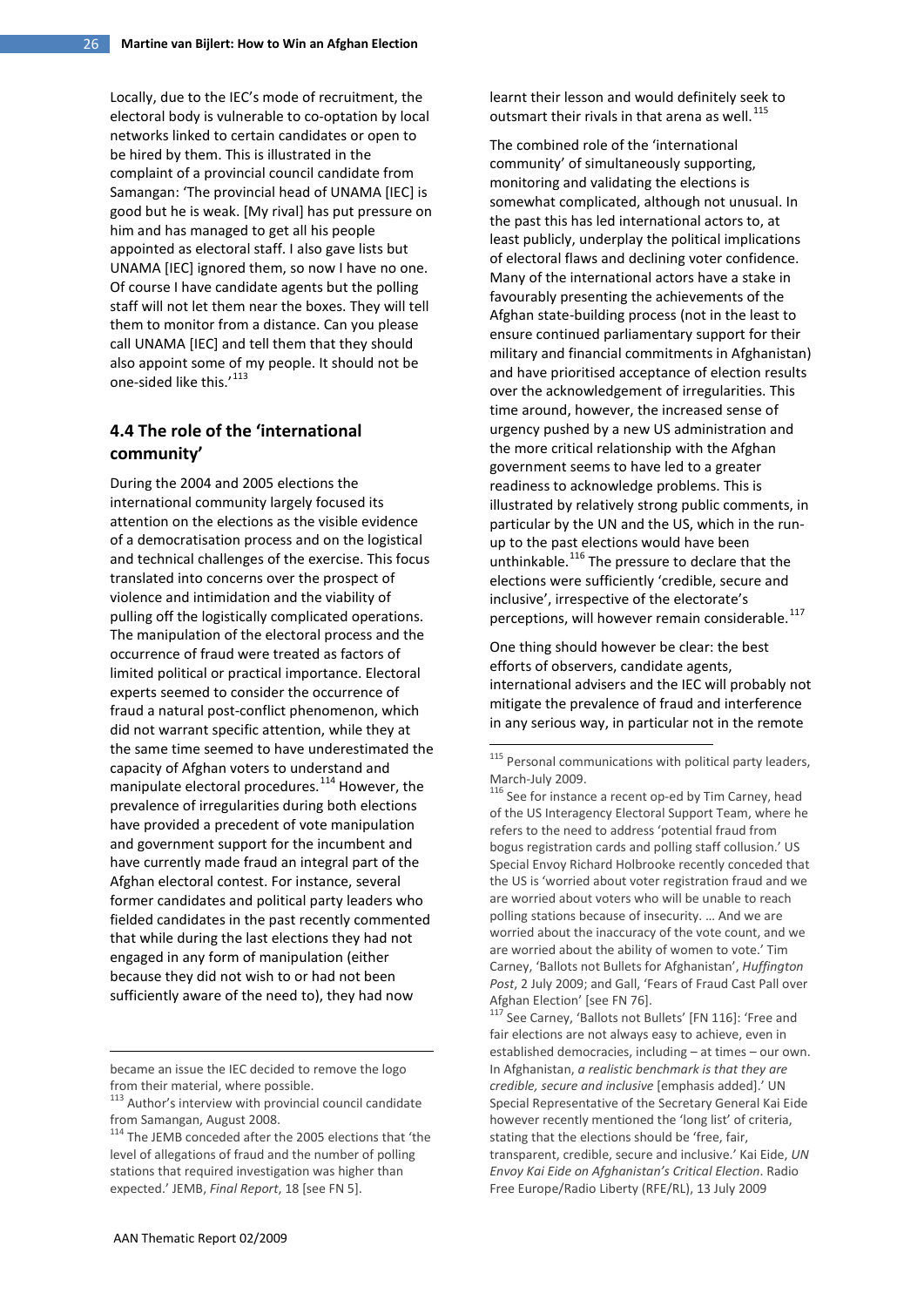Locally, due to the IEC's mode of recruitment, the electoral body is vulnerable to co-optation by local networks linked to certain candidates or open to be hired by them. This is illustrated in the complaint of a provincial council candidate from Samangan: 'The provincial head of UNAMA [IEC] is good but he is weak. [My rival] has put pressure on him and has managed to get all his people appointed as electoral staff. I also gave lists but UNAMA [IEC] ignored them, so now I have no one. Of course I have candidate agents but the polling staff will not let them near the boxes. They will tell them to monitor from a distance. Can you please call UNAMA [IEC] and tell them that they should also appoint some of my people. It should not be one-sided like this.'[113]

## 4.4 The role of the 'international community'

During the 2004 and 2005 elections the international community largely focused its attention on the elections as the visible evidence of a democratisation process and on the logistical and technical challenges of the exercise. This focus translated into concerns over the prospect of violence and intimidation and the viability of pulling off the logistically complicated operations. The manipulation of the electoral process and the occurrence of fraud were treated as factors of limited political or practical importance. Electoral experts seemed to consider the occurrence of fraud a natural post-conflict phenomenon, which did not warrant specific attention, while they at the same time seemed to have underestimated the capacity of Afghan voters to understand and manipulate electoral procedures.[114] However, the prevalence of irregularities during both elections have provided a precedent of vote manipulation and government support for the incumbent and have currently made fraud an integral part of the Afghan electoral contest. For instance, several former candidates and political party leaders who fielded candidates in the past recently commented that while during the last elections they had not engaged in any form of manipulation (either because they did not wish to or had not been sufficiently aware of the need to), they had now learnt their lesson and would definitely seek to outsmart their rivals in that arena as well.[115]

The combined role of the 'international community' of simultaneously supporting, monitoring and validating the elections is somewhat complicated, although not unusual. In the past this has led international actors to, at least publicly, underplay the political implications of electoral flaws and declining voter confidence. Many of the international actors have a stake in favourably presenting the achievements of the Afghan state-building process (not in the least to ensure continued parliamentary support for their military and financial commitments in Afghanistan) and have prioritised acceptance of election results over the acknowledgement of irregularities. This time around, however, the increased sense of urgency pushed by a new US administration and the more critical relationship with the Afghan government seems to have led to a greater readiness to acknowledge problems. This is illustrated by relatively strong public comments, in particular by the UN and the US, which in the run-up to the past elections would have been unthinkable.[116] The pressure to declare that the elections were sufficiently 'credible, secure and inclusive', irrespective of the electorate's perceptions, will however remain considerable.[117]

One thing should however be clear: the best efforts of observers, candidate agents, international advisers and the IEC will probably not mitigate the prevalence of fraud and interference in any serious way, in particular not in the remote

---

became an issue the IEC decided to remove the logo from their material, where possible.

[113] Author's interview with provincial council candidate from Samangan, August 2008.

[114] The JEMB conceded after the 2005 elections that 'the level of allegations of fraud and the number of polling stations that required investigation was higher than expected.' JEMB, *Final Report*, 18 [see FN 5].

[115] Personal communications with political party leaders, March-July 2009.

[116] See for instance a recent op-ed by Tim Carney, head of the US Interagency Electoral Support Team, where he refers to the need to address 'potential fraud from bogus registration cards and polling staff collusion.' US Special Envoy Richard Holbrooke recently conceded that the US is 'worried about voter registration fraud and we are worried about voters who will be unable to reach polling stations because of insecurity. … And we are worried about the inaccuracy of the vote count, and we are worried about the ability of women to vote.' Tim Carney, 'Ballots not Bullets for Afghanistan', *Huffington Post*, 2 July 2009; and Gall, 'Fears of Fraud Cast Pall over Afghan Election' [see FN 76].

[117] See Carney, 'Ballots not Bullets' [FN 116]: 'Free and fair elections are not always easy to achieve, even in established democracies, including – at times – our own. In Afghanistan, *a realistic benchmark is that they are credible, secure and inclusive* [emphasis added].' UN Special Representative of the Secretary General Kai Eide however recently mentioned the 'long list' of criteria, stating that the elections should be 'free, fair, transparent, credible, secure and inclusive.' Kai Eide, *UN Envoy Kai Eide on Afghanistan's Critical Election*. Radio Free Europe/Radio Liberty (RFE/RL), 13 July 2009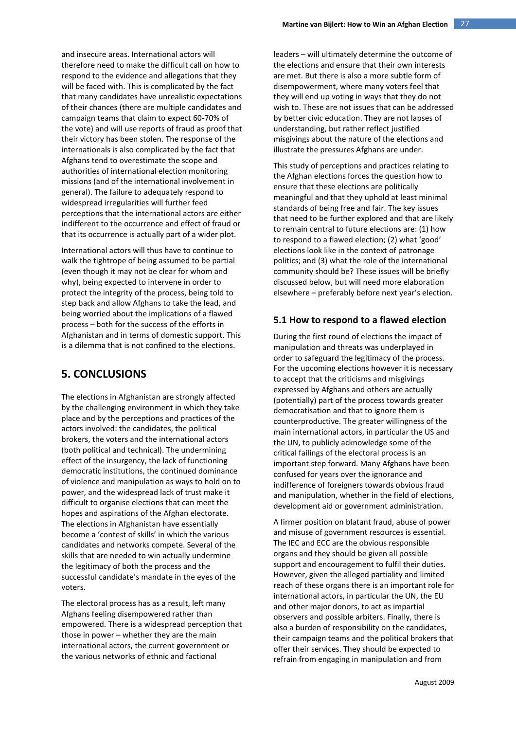and insecure areas. International actors will therefore need to make the difficult call on how to respond to the evidence and allegations that they will be faced with. This is complicated by the fact that many candidates have unrealistic expectations of their chances (there are multiple candidates and campaign teams that claim to expect 60-70% of the vote) and will use reports of fraud as proof that their victory has been stolen. The response of the internationals is also complicated by the fact that Afghans tend to overestimate the scope and authorities of international election monitoring missions (and of the international involvement in general). The failure to adequately respond to widespread irregularities will further feed perceptions that the international actors are either indifferent to the occurrence and effect of fraud or that its occurrence is actually part of a wider plot.

International actors will thus have to continue to walk the tightrope of being assumed to be partial (even though it may not be clear for whom and why), being expected to intervene in order to protect the integrity of the process, being told to step back and allow Afghans to take the lead, and being worried about the implications of a flawed process – both for the success of the efforts in Afghanistan and in terms of domestic support. This is a dilemma that is not confined to the elections.

# 5. CONCLUSIONS

The elections in Afghanistan are strongly affected by the challenging environment in which they take place and by the perceptions and practices of the actors involved: the candidates, the political brokers, the voters and the international actors (both political and technical). The undermining effect of the insurgency, the lack of functioning democratic institutions, the continued dominance of violence and manipulation as ways to hold on to power, and the widespread lack of trust make it difficult to organise elections that can meet the hopes and aspirations of the Afghan electorate. The elections in Afghanistan have essentially become a 'contest of skills' in which the various candidates and networks compete. Several of the skills that are needed to win actually undermine the legitimacy of both the process and the successful candidate's mandate in the eyes of the voters.

The electoral process has as a result, left many Afghans feeling disempowered rather than empowered. There is a widespread perception that those in power – whether they are the main international actors, the current government or the various networks of ethnic and factional leaders – will ultimately determine the outcome of the elections and ensure that their own interests are met. But there is also a more subtle form of disempowerment, where many voters feel that they will end up voting in ways that they do not wish to. These are not issues that can be addressed by better civic education. They are not lapses of understanding, but rather reflect justified misgivings about the nature of the elections and illustrate the pressures Afghans are under.

This study of perceptions and practices relating to the Afghan elections forces the question how to ensure that these elections are politically meaningful and that they uphold at least minimal standards of being free and fair. The key issues that need to be further explored and that are likely to remain central to future elections are: (1) how to respond to a flawed election; (2) what 'good' elections look like in the context of patronage politics; and (3) what the role of the international community should be? These issues will be briefly discussed below, but will need more elaboration elsewhere – preferably before next year's election.

## 5.1 How to respond to a flawed election

During the first round of elections the impact of manipulation and threats was underplayed in order to safeguard the legitimacy of the process. For the upcoming elections however it is necessary to accept that the criticisms and misgivings expressed by Afghans and others are actually (potentially) part of the process towards greater democratisation and that to ignore them is counterproductive. The greater willingness of the main international actors, in particular the US and the UN, to publicly acknowledge some of the critical failings of the electoral process is an important step forward. Many Afghans have been confused for years over the ignorance and indifference of foreigners towards obvious fraud and manipulation, whether in the field of elections, development aid or government administration.

A firmer position on blatant fraud, abuse of power and misuse of government resources is essential. The IEC and ECC are the obvious responsible organs and they should be given all possible support and encouragement to fulfil their duties. However, given the alleged partiality and limited reach of these organs there is an important role for international actors, in particular the UN, the EU and other major donors, to act as impartial observers and possible arbiters. Finally, there is also a burden of responsibility on the candidates, their campaign teams and the political brokers that offer their services. They should be expected to refrain from engaging in manipulation and from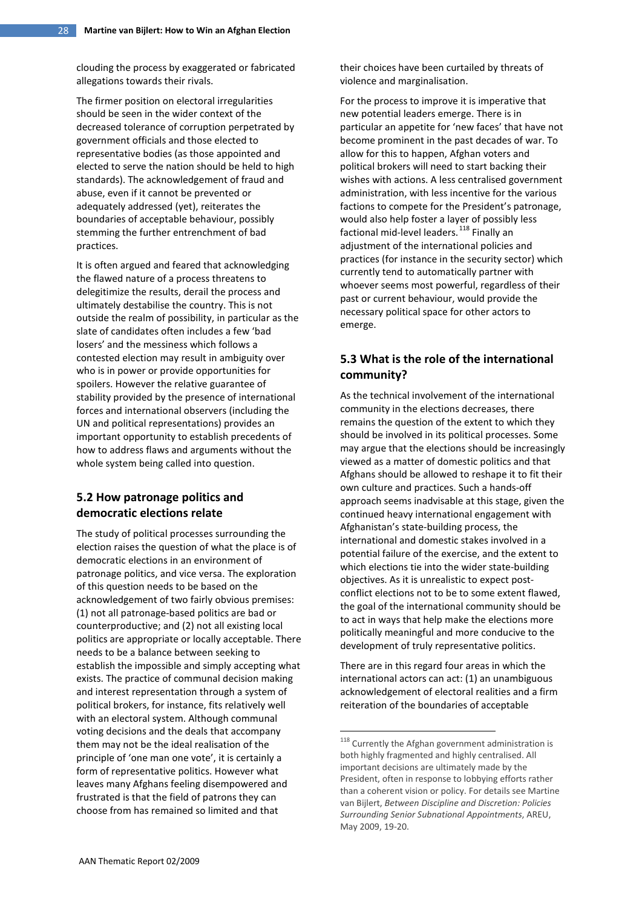clouding the process by exaggerated or fabricated allegations towards their rivals.

The firmer position on electoral irregularities should be seen in the wider context of the decreased tolerance of corruption perpetrated by government officials and those elected to representative bodies (as those appointed and elected to serve the nation should be held to high standards). The acknowledgement of fraud and abuse, even if it cannot be prevented or adequately addressed (yet), reiterates the boundaries of acceptable behaviour, possibly stemming the further entrenchment of bad practices.

It is often argued and feared that acknowledging the flawed nature of a process threatens to delegitimize the results, derail the process and ultimately destabilise the country. This is not outside the realm of possibility, in particular as the slate of candidates often includes a few 'bad losers' and the messiness which follows a contested election may result in ambiguity over who is in power or provide opportunities for spoilers. However the relative guarantee of stability provided by the presence of international forces and international observers (including the UN and political representations) provides an important opportunity to establish precedents of how to address flaws and arguments without the whole system being called into question.

## 5.2 How patronage politics and democratic elections relate

The study of political processes surrounding the election raises the question of what the place is of democratic elections in an environment of patronage politics, and vice versa. The exploration of this question needs to be based on the acknowledgement of two fairly obvious premises: (1) not all patronage-based politics are bad or counterproductive; and (2) not all existing local politics are appropriate or locally acceptable. There needs to be a balance between seeking to establish the impossible and simply accepting what exists. The practice of communal decision making and interest representation through a system of political brokers, for instance, fits relatively well with an electoral system. Although communal voting decisions and the deals that accompany them may not be the ideal realisation of the principle of 'one man one vote', it is certainly a form of representative politics. However what leaves many Afghans feeling disempowered and frustrated is that the field of patrons they can choose from has remained so limited and that their choices have been curtailed by threats of violence and marginalisation.

For the process to improve it is imperative that new potential leaders emerge. There is in particular an appetite for 'new faces' that have not become prominent in the past decades of war. To allow for this to happen, Afghan voters and political brokers will need to start backing their wishes with actions. A less centralised government administration, with less incentive for the various factions to compete for the President's patronage, would also help foster a layer of possibly less factional mid-level leaders.[118] Finally an adjustment of the international policies and practices (for instance in the security sector) which currently tend to automatically partner with whoever seems most powerful, regardless of their past or current behaviour, would provide the necessary political space for other actors to emerge.

## 5.3 What is the role of the international community?

As the technical involvement of the international community in the elections decreases, there remains the question of the extent to which they should be involved in its political processes. Some may argue that the elections should be increasingly viewed as a matter of domestic politics and that Afghans should be allowed to reshape it to fit their own culture and practices. Such a hands-off approach seems inadvisable at this stage, given the continued heavy international engagement with Afghanistan's state-building process, the international and domestic stakes involved in a potential failure of the exercise, and the extent to which elections tie into the wider state-building objectives. As it is unrealistic to expect post-conflict elections not to be to some extent flawed, the goal of the international community should be to act in ways that help make the elections more politically meaningful and more conducive to the development of truly representative politics.

There are in this regard four areas in which the international actors can act: (1) an unambiguous acknowledgement of electoral realities and a firm reiteration of the boundaries of acceptable

[118] Currently the Afghan government administration is both highly fragmented and highly centralised. All important decisions are ultimately made by the President, often in response to lobbying efforts rather than a coherent vision or policy. For details see Martine van Bijlert, *Between Discipline and Discretion: Policies Surrounding Senior Subnational Appointments*, AREU, May 2009, 19-20.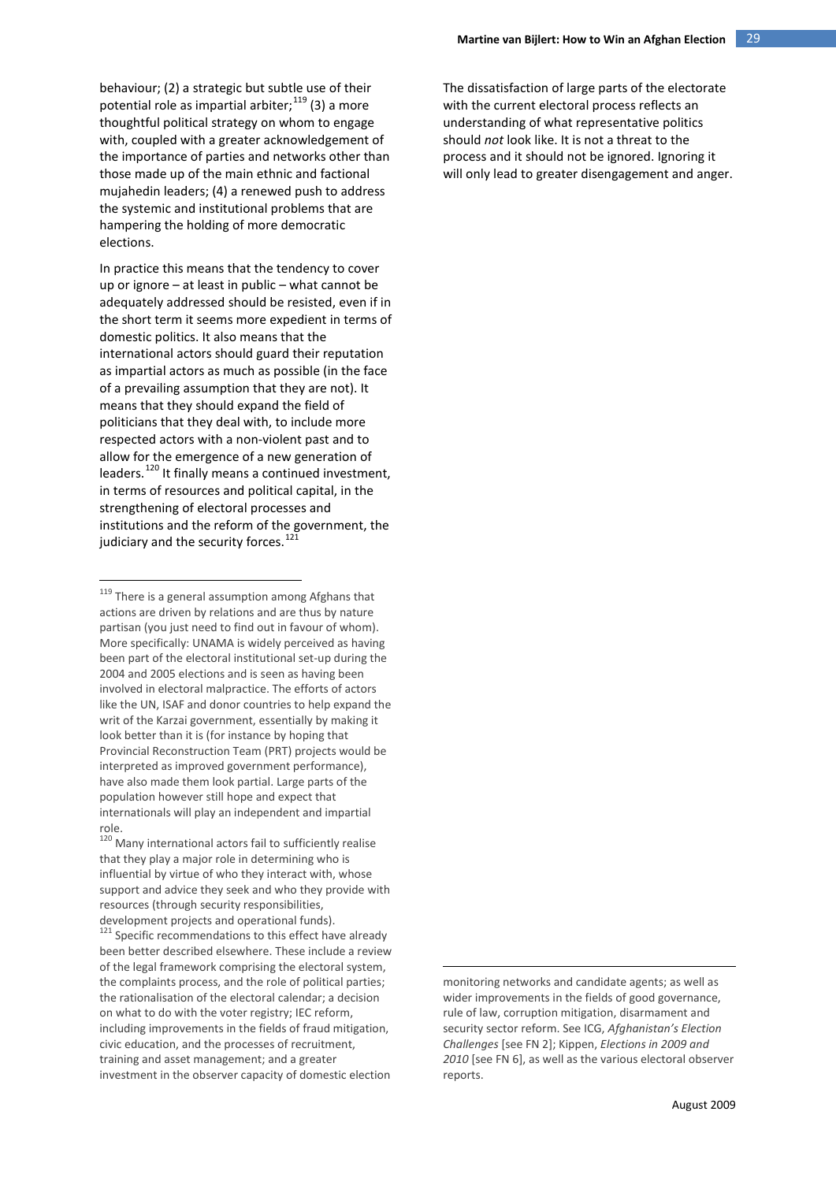behaviour; (2) a strategic but subtle use of their potential role as impartial arbiter;[119] (3) a more thoughtful political strategy on whom to engage with, coupled with a greater acknowledgement of the importance of parties and networks other than those made up of the main ethnic and factional mujahedin leaders; (4) a renewed push to address the systemic and institutional problems that are hampering the holding of more democratic elections.

In practice this means that the tendency to cover up or ignore – at least in public – what cannot be adequately addressed should be resisted, even if in the short term it seems more expedient in terms of domestic politics. It also means that the international actors should guard their reputation as impartial actors as much as possible (in the face of a prevailing assumption that they are not). It means that they should expand the field of politicians that they deal with, to include more respected actors with a non-violent past and to allow for the emergence of a new generation of leaders.[120] It finally means a continued investment, in terms of resources and political capital, in the strengthening of electoral processes and institutions and the reform of the government, the judiciary and the security forces.[121]

The dissatisfaction of large parts of the electorate with the current electoral process reflects an understanding of what representative politics should *not* look like. It is not a threat to the process and it should not be ignored. Ignoring it will only lead to greater disengagement and anger.

---

[119] There is a general assumption among Afghans that actions are driven by relations and are thus by nature partisan (you just need to find out in favour of whom). More specifically: UNAMA is widely perceived as having been part of the electoral institutional set-up during the 2004 and 2005 elections and is seen as having been involved in electoral malpractice. The efforts of actors like the UN, ISAF and donor countries to help expand the writ of the Karzai government, essentially by making it look better than it is (for instance by hoping that Provincial Reconstruction Team (PRT) projects would be interpreted as improved government performance), have also made them look partial. Large parts of the population however still hope and expect that internationals will play an independent and impartial role.

[120] Many international actors fail to sufficiently realise that they play a major role in determining who is influential by virtue of who they interact with, whose support and advice they seek and who they provide with resources (through security responsibilities, development projects and operational funds).

[121] Specific recommendations to this effect have already been better described elsewhere. These include a review of the legal framework comprising the electoral system, the complaints process, and the role of political parties; the rationalisation of the electoral calendar; a decision on what to do with the voter registry; IEC reform, including improvements in the fields of fraud mitigation, civic education, and the processes of recruitment, training and asset management; and a greater investment in the observer capacity of domestic election monitoring networks and candidate agents; as well as wider improvements in the fields of good governance, rule of law, corruption mitigation, disarmament and security sector reform. See ICG, *Afghanistan's Election Challenges* [see FN 2]; Kippen, *Elections in 2009 and 2010* [see FN 6], as well as the various electoral observer reports.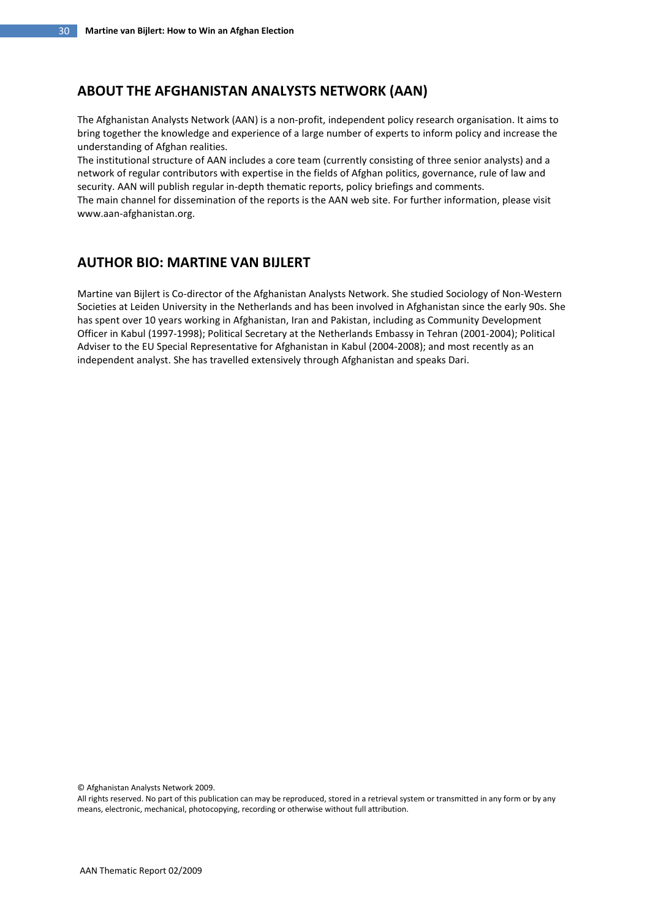## ABOUT THE AFGHANISTAN ANALYSTS NETWORK (AAN)

The Afghanistan Analysts Network (AAN) is a non-profit, independent policy research organisation. It aims to bring together the knowledge and experience of a large number of experts to inform policy and increase the understanding of Afghan realities.

The institutional structure of AAN includes a core team (currently consisting of three senior analysts) and a network of regular contributors with expertise in the fields of Afghan politics, governance, rule of law and security. AAN will publish regular in-depth thematic reports, policy briefings and comments.

The main channel for dissemination of the reports is the AAN web site. For further information, please visit www.aan-afghanistan.org.

## AUTHOR BIO: MARTINE VAN BIJLERT

Martine van Bijlert is Co-director of the Afghanistan Analysts Network. She studied Sociology of Non-Western Societies at Leiden University in the Netherlands and has been involved in Afghanistan since the early 90s. She has spent over 10 years working in Afghanistan, Iran and Pakistan, including as Community Development Officer in Kabul (1997-1998); Political Secretary at the Netherlands Embassy in Tehran (2001-2004); Political Adviser to the EU Special Representative for Afghanistan in Kabul (2004-2008); and most recently as an independent analyst. She has travelled extensively through Afghanistan and speaks Dari.

© Afghanistan Analysts Network 2009.

All rights reserved. No part of this publication can may be reproduced, stored in a retrieval system or transmitted in any form or by any means, electronic, mechanical, photocopying, recording or otherwise without full attribution.